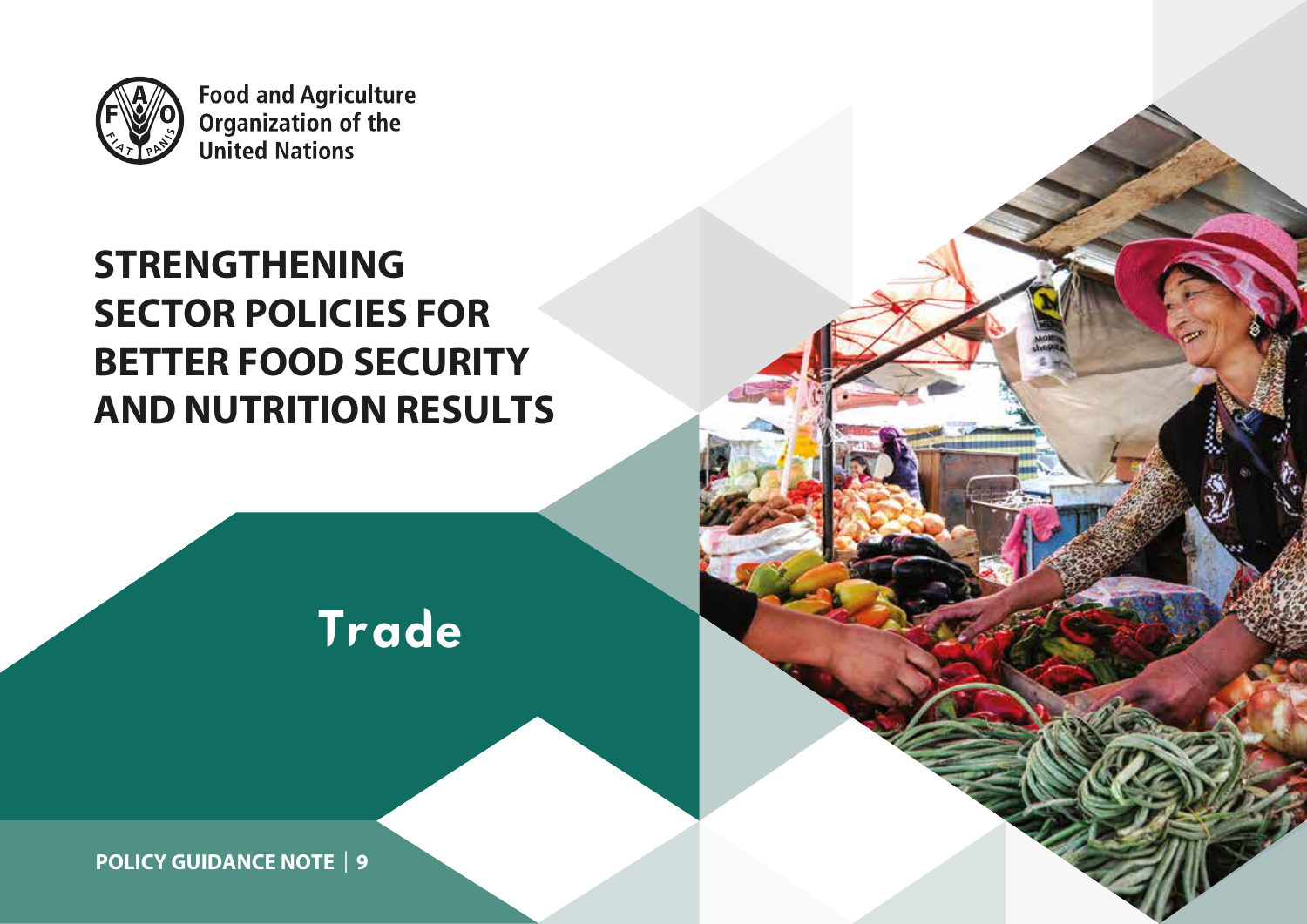Food and Agriculture Organization of the United Nations

# STRENGTHENING SECTOR POLICIES FOR BETTER FOOD SECURITY AND NUTRITION RESULTS

## Trade

**POLICY GUIDANCE NOTE | 9**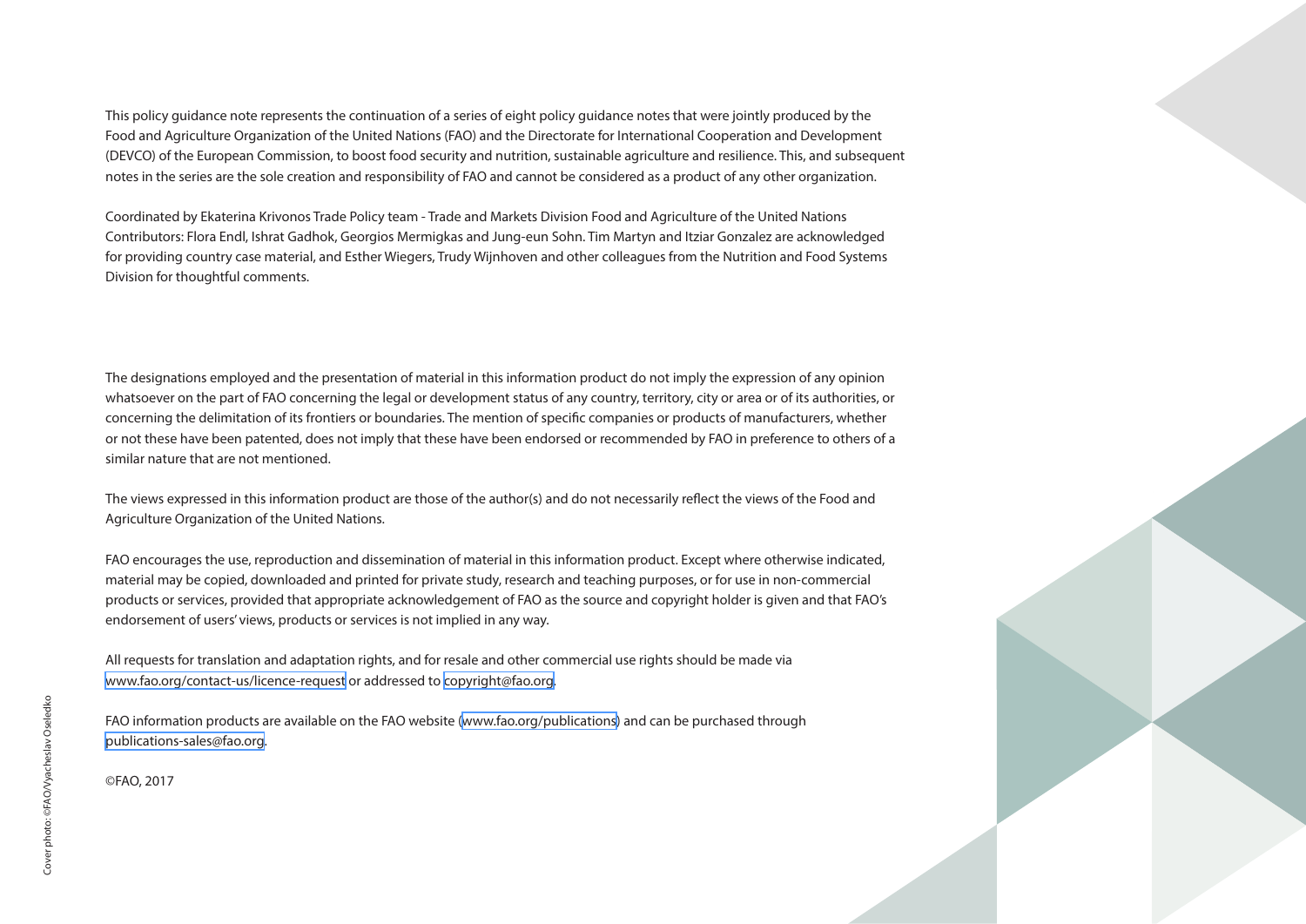This policy guidance note represents the continuation of a series of eight policy guidance notes that were jointly produced by the Food and Agriculture Organization of the United Nations (FAO) and the Directorate for International Cooperation and Development (DEVCO) of the European Commission, to boost food security and nutrition, sustainable agriculture and resilience. This, and subsequent notes in the series are the sole creation and responsibility of FAO and cannot be considered as a product of any other organization.

Coordinated by Ekaterina Krivonos Trade Policy team - Trade and Markets Division Food and Agriculture of the United Nations Contributors: Flora Endl, Ishrat Gadhok, Georgios Mermigkas and Jung-eun Sohn. Tim Martyn and Itziar Gonzalez are acknowledged for providing country case material, and Esther Wiegers, Trudy Wijnhoven and other colleagues from the Nutrition and Food Systems Division for thoughtful comments.

The designations employed and the presentation of material in this information product do not imply the expression of any opinion whatsoever on the part of FAO concerning the legal or development status of any country, territory, city or area or of its authorities, or concerning the delimitation of its frontiers or boundaries. The mention of specific companies or products of manufacturers, whether or not these have been patented, does not imply that these have been endorsed or recommended by FAO in preference to others of a similar nature that are not mentioned.

The views expressed in this information product are those of the author(s) and do not necessarily reflect the views of the Food and Agriculture Organization of the United Nations.

FAO encourages the use, reproduction and dissemination of material in this information product. Except where otherwise indicated, material may be copied, downloaded and printed for private study, research and teaching purposes, or for use in non-commercial products or services, provided that appropriate acknowledgement of FAO as the source and copyright holder is given and that FAO's endorsement of users' views, products or services is not implied in any way.

All requests for translation and adaptation rights, and for resale and other commercial use rights should be made via www.fao.org/contact-us/licence-request or addressed to copyright@fao.org.

FAO information products are available on the FAO website (www.fao.org/publications) and can be purchased through publications-sales@fao.org.

©FAO, 2017

Cover photo: ©FAO/Vyacheslav Oseledko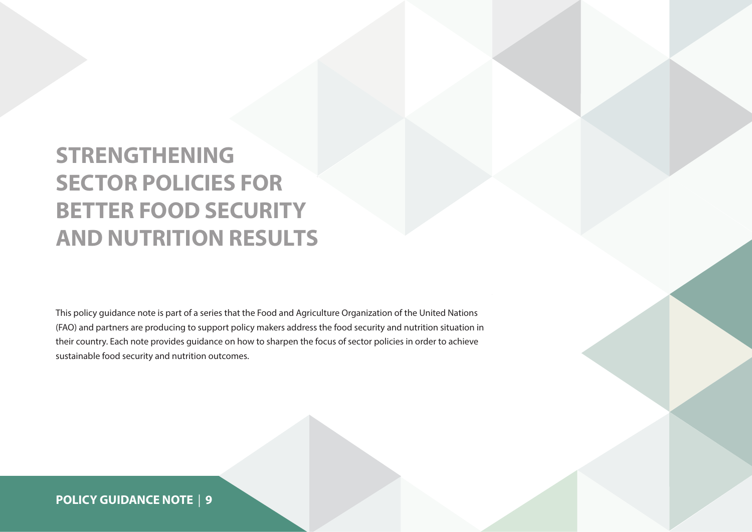# STRENGTHENING SECTOR POLICIES FOR BETTER FOOD SECURITY AND NUTRITION RESULTS

This policy guidance note is part of a series that the Food and Agriculture Organization of the United Nations (FAO) and partners are producing to support policy makers address the food security and nutrition situation in their country. Each note provides guidance on how to sharpen the focus of sector policies in order to achieve sustainable food security and nutrition outcomes.

**POLICY GUIDANCE NOTE | 9**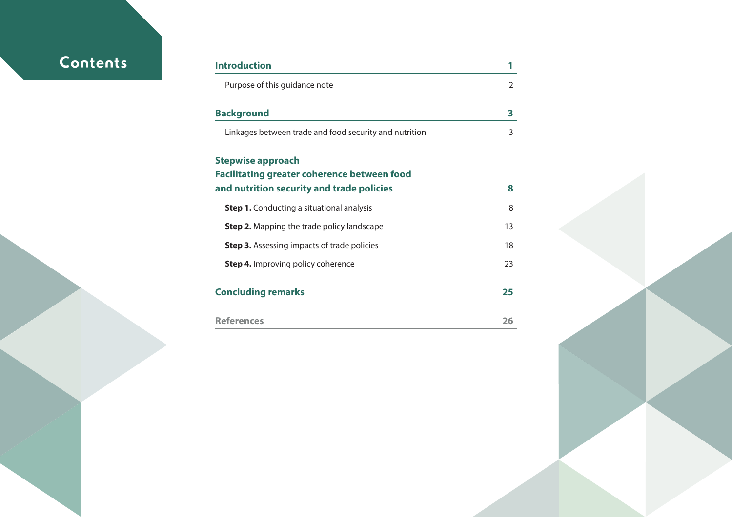# Contents

| | |
|---|---|
| **Introduction** | **1** |
| Purpose of this guidance note | 2 |
| **Background** | **3** |
| Linkages between trade and food security and nutrition | 3 |
| **Stepwise approach Facilitating greater coherence between food and nutrition security and trade policies** | **8** |
| **Step 1.** Conducting a situational analysis | 8 |
| **Step 2.** Mapping the trade policy landscape | 13 |
| **Step 3.** Assessing impacts of trade policies | 18 |
| **Step 4.** Improving policy coherence | 23 |
| **Concluding remarks** | **25** |
| **References** | **26** |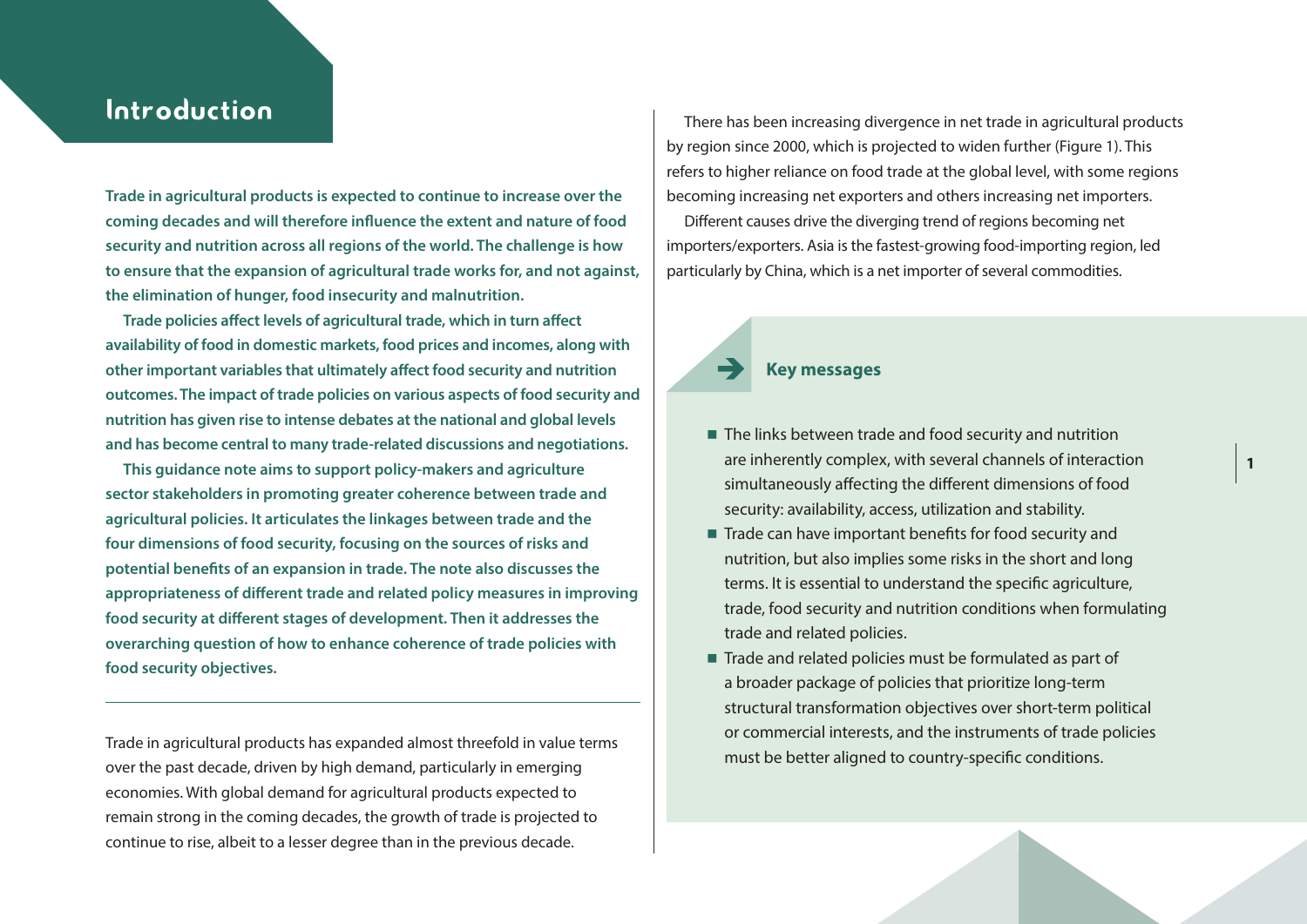# Introduction

**Trade in agricultural products is expected to continue to increase over the coming decades and will therefore influence the extent and nature of food security and nutrition across all regions of the world. The challenge is how to ensure that the expansion of agricultural trade works for, and not against, the elimination of hunger, food insecurity and malnutrition.**

**Trade policies affect levels of agricultural trade, which in turn affect availability of food in domestic markets, food prices and incomes, along with other important variables that ultimately affect food security and nutrition outcomes. The impact of trade policies on various aspects of food security and nutrition has given rise to intense debates at the national and global levels and has become central to many trade-related discussions and negotiations.**

**This guidance note aims to support policy-makers and agriculture sector stakeholders in promoting greater coherence between trade and agricultural policies. It articulates the linkages between trade and the four dimensions of food security, focusing on the sources of risks and potential benefits of an expansion in trade. The note also discusses the appropriateness of different trade and related policy measures in improving food security at different stages of development. Then it addresses the overarching question of how to enhance coherence of trade policies with food security objectives.**

Trade in agricultural products has expanded almost threefold in value terms over the past decade, driven by high demand, particularly in emerging economies. With global demand for agricultural products expected to remain strong in the coming decades, the growth of trade is projected to continue to rise, albeit to a lesser degree than in the previous decade.

There has been increasing divergence in net trade in agricultural products by region since 2000, which is projected to widen further (Figure 1). This refers to higher reliance on food trade at the global level, with some regions becoming increasing net exporters and others increasing net importers.

Different causes drive the diverging trend of regions becoming net importers/exporters. Asia is the fastest-growing food-importing region, led particularly by China, which is a net importer of several commodities.

### Key messages

- The links between trade and food security and nutrition are inherently complex, with several channels of interaction simultaneously affecting the different dimensions of food security: availability, access, utilization and stability.
- Trade can have important benefits for food security and nutrition, but also implies some risks in the short and long terms. It is essential to understand the specific agriculture, trade, food security and nutrition conditions when formulating trade and related policies.
- Trade and related policies must be formulated as part of a broader package of policies that prioritize long-term structural transformation objectives over short-term political or commercial interests, and the instruments of trade policies must be better aligned to country-specific conditions.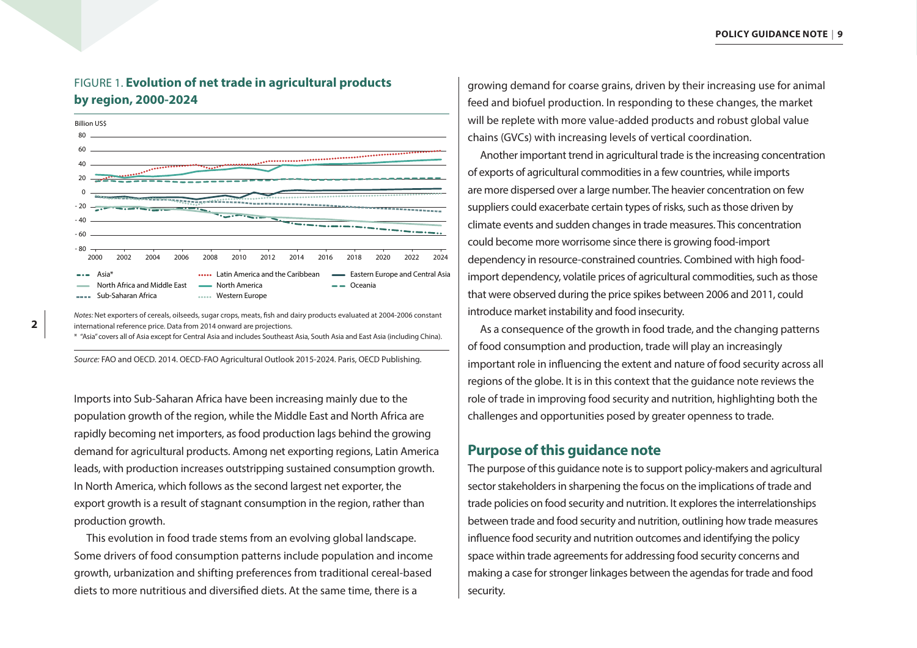FIGURE 1. **Evolution of net trade in agricultural products by region, 2000-2024**

*Notes:* Net exporters of cereals, oilseeds, sugar crops, meats, fish and dairy products evaluated at 2004-2006 constant international reference price. Data from 2014 onward are projections.
* "Asia" covers all of Asia except for Central Asia and includes Southeast Asia, South Asia and East Asia (including China).

*Source:* FAO and OECD. 2014. OECD-FAO Agricultural Outlook 2015-2024. Paris, OECD Publishing.

Imports into Sub-Saharan Africa have been increasing mainly due to the population growth of the region, while the Middle East and North Africa are rapidly becoming net importers, as food production lags behind the growing demand for agricultural products. Among net exporting regions, Latin America leads, with production increases outstripping sustained consumption growth. In North America, which follows as the second largest net exporter, the export growth is a result of stagnant consumption in the region, rather than production growth.

This evolution in food trade stems from an evolving global landscape. Some drivers of food consumption patterns include population and income growth, urbanization and shifting preferences from traditional cereal-based diets to more nutritious and diversified diets. At the same time, there is a growing demand for coarse grains, driven by their increasing use for animal feed and biofuel production. In responding to these changes, the market will be replete with more value-added products and robust global value chains (GVCs) with increasing levels of vertical coordination.

Another important trend in agricultural trade is the increasing concentration of exports of agricultural commodities in a few countries, while imports are more dispersed over a large number. The heavier concentration on few suppliers could exacerbate certain types of risks, such as those driven by climate events and sudden changes in trade measures. This concentration could become more worrisome since there is growing food-import dependency in resource-constrained countries. Combined with high food-import dependency, volatile prices of agricultural commodities, such as those that were observed during the price spikes between 2006 and 2011, could introduce market instability and food insecurity.

As a consequence of the growth in food trade, and the changing patterns of food consumption and production, trade will play an increasingly important role in influencing the extent and nature of food security across all regions of the globe. It is in this context that the guidance note reviews the role of trade in improving food security and nutrition, highlighting both the challenges and opportunities posed by greater openness to trade.

## Purpose of this guidance note

The purpose of this guidance note is to support policy-makers and agricultural sector stakeholders in sharpening the focus on the implications of trade and trade policies on food security and nutrition. It explores the interrelationships between trade and food security and nutrition, outlining how trade measures influence food security and nutrition outcomes and identifying the policy space within trade agreements for addressing food security concerns and making a case for stronger linkages between the agendas for trade and food security.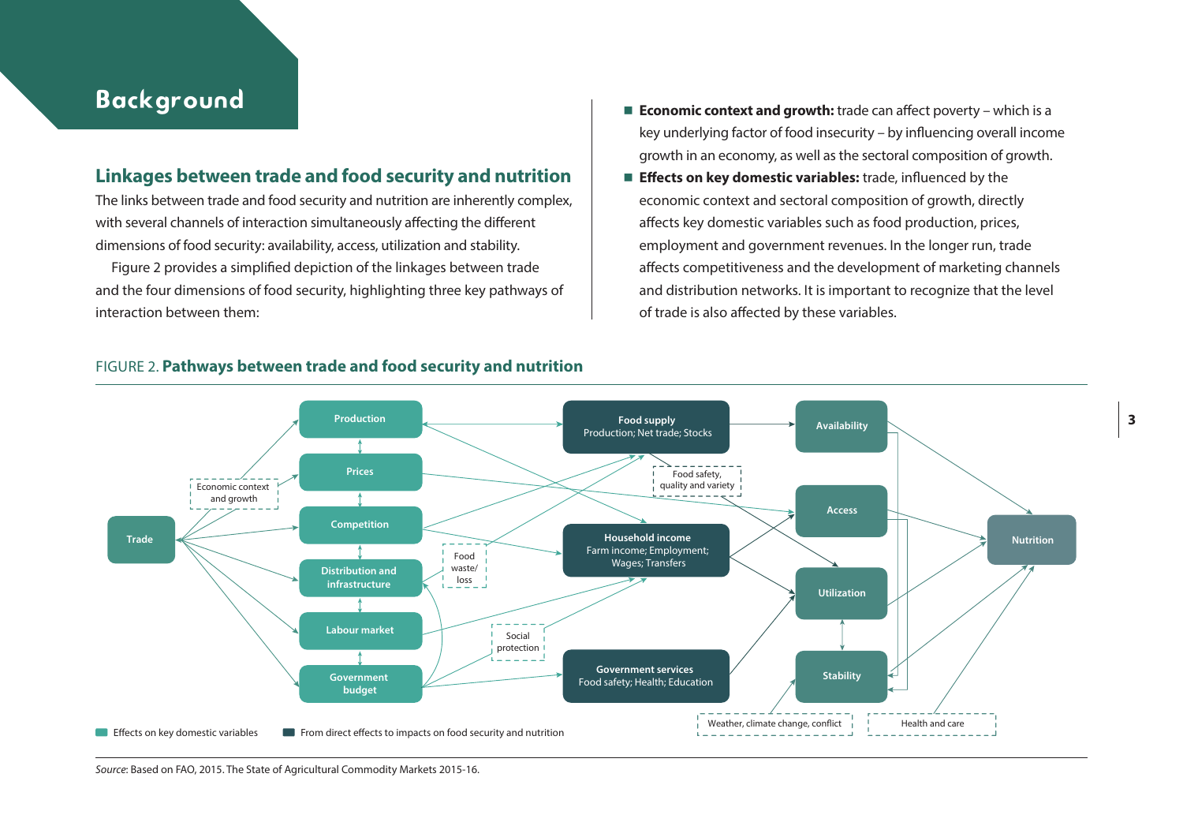# Background

## Linkages between trade and food security and nutrition

The links between trade and food security and nutrition are inherently complex, with several channels of interaction simultaneously affecting the different dimensions of food security: availability, access, utilization and stability.

Figure 2 provides a simplified depiction of the linkages between trade and the four dimensions of food security, highlighting three key pathways of interaction between them:

- **Economic context and growth:** trade can affect poverty – which is a key underlying factor of food insecurity – by influencing overall income growth in an economy, as well as the sectoral composition of growth.
- **Effects on key domestic variables:** trade, influenced by the economic context and sectoral composition of growth, directly affects key domestic variables such as food production, prices, employment and government revenues. In the longer run, trade affects competitiveness and the development of marketing channels and distribution networks. It is important to recognize that the level of trade is also affected by these variables.

FIGURE 2. **Pathways between trade and food security and nutrition**

Trade; Economic context and growth; Production; Prices; Competition; Distribution and infrastructure; Labour market; Government budget; Food waste/loss; Social protection; Food supply (Production; Net trade; Stocks); Household income (Farm income; Employment; Wages; Transfers); Government services (Food safety; Health; Education); Food safety, quality and variety; Availability; Access; Utilization; Stability; Nutrition; Weather, climate change, conflict; Health and care

Effects on key domestic variables | From direct effects to impacts on food security and nutrition

*Source*: Based on FAO, 2015. The State of Agricultural Commodity Markets 2015-16.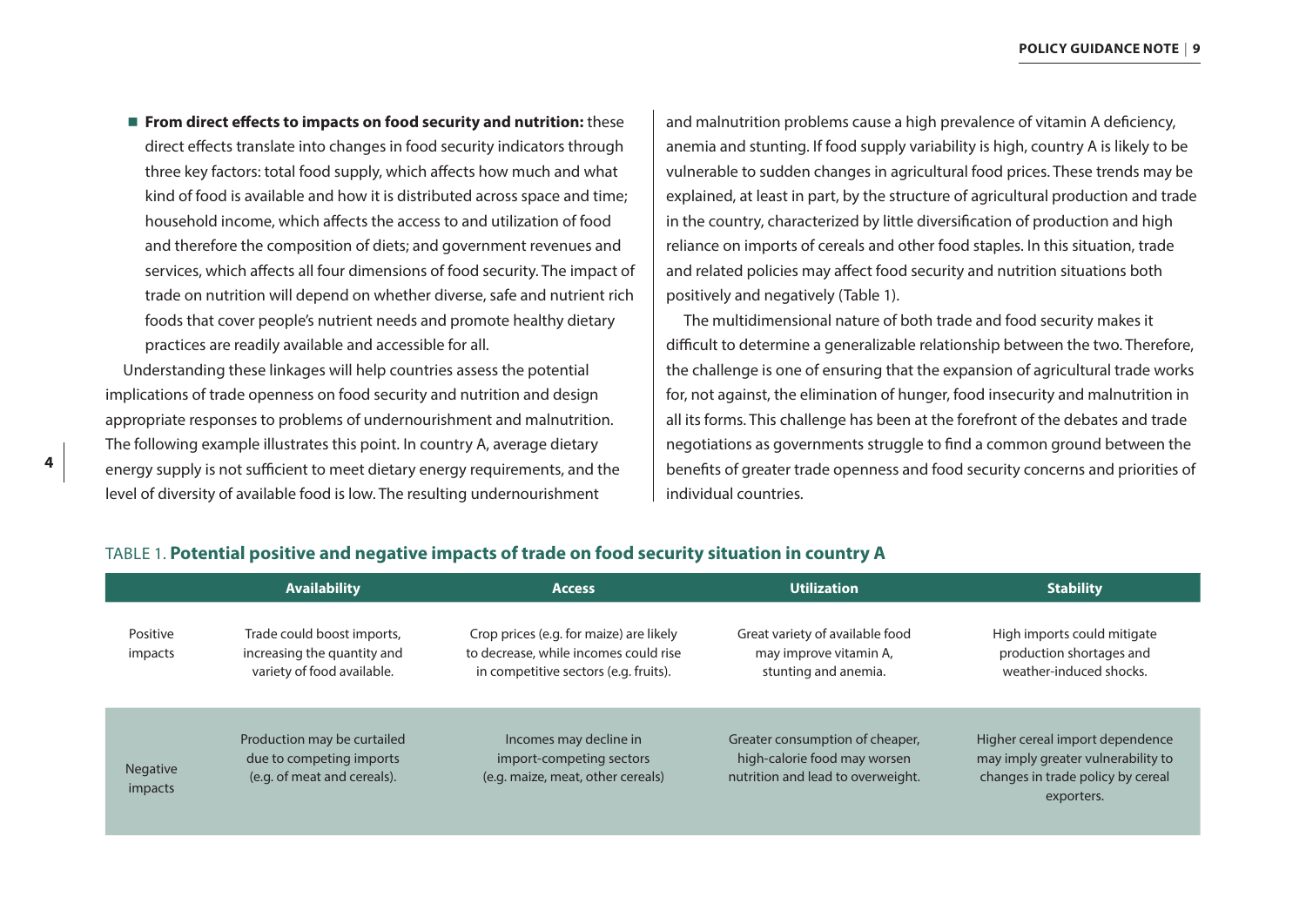- **From direct effects to impacts on food security and nutrition:** these direct effects translate into changes in food security indicators through three key factors: total food supply, which affects how much and what kind of food is available and how it is distributed across space and time; household income, which affects the access to and utilization of food and therefore the composition of diets; and government revenues and services, which affects all four dimensions of food security. The impact of trade on nutrition will depend on whether diverse, safe and nutrient rich foods that cover people's nutrient needs and promote healthy dietary practices are readily available and accessible for all.

Understanding these linkages will help countries assess the potential implications of trade openness on food security and nutrition and design appropriate responses to problems of undernourishment and malnutrition. The following example illustrates this point. In country A, average dietary energy supply is not sufficient to meet dietary energy requirements, and the level of diversity of available food is low. The resulting undernourishment and malnutrition problems cause a high prevalence of vitamin A deficiency, anemia and stunting. If food supply variability is high, country A is likely to be vulnerable to sudden changes in agricultural food prices. These trends may be explained, at least in part, by the structure of agricultural production and trade in the country, characterized by little diversification of production and high reliance on imports of cereals and other food staples. In this situation, trade and related policies may affect food security and nutrition situations both positively and negatively (Table 1).

The multidimensional nature of both trade and food security makes it difficult to determine a generalizable relationship between the two. Therefore, the challenge is one of ensuring that the expansion of agricultural trade works for, not against, the elimination of hunger, food insecurity and malnutrition in all its forms. This challenge has been at the forefront of the debates and trade negotiations as governments struggle to find a common ground between the benefits of greater trade openness and food security concerns and priorities of individual countries.

TABLE 1. **Potential positive and negative impacts of trade on food security situation in country A**

| | Availability | Access | Utilization | Stability |
|---|---|---|---|---|
| Positive impacts | Trade could boost imports, increasing the quantity and variety of food available. | Crop prices (e.g. for maize) are likely to decrease, while incomes could rise in competitive sectors (e.g. fruits). | Great variety of available food may improve vitamin A, stunting and anemia. | High imports could mitigate production shortages and weather-induced shocks. |
| Negative impacts | Production may be curtailed due to competing imports (e.g. of meat and cereals). | Incomes may decline in import-competing sectors (e.g. maize, meat, other cereals) | Greater consumption of cheaper, high-calorie food may worsen nutrition and lead to overweight. | Higher cereal import dependence may imply greater vulnerability to changes in trade policy by cereal exporters. |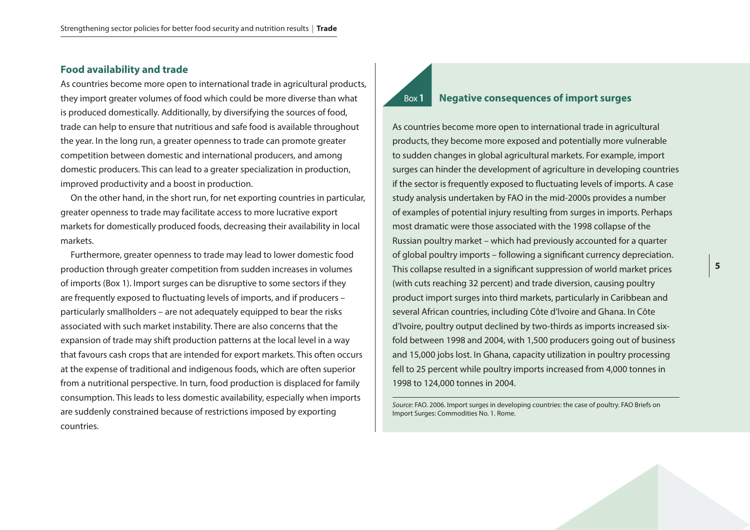## Food availability and trade

As countries become more open to international trade in agricultural products, they import greater volumes of food which could be more diverse than what is produced domestically. Additionally, by diversifying the sources of food, trade can help to ensure that nutritious and safe food is available throughout the year. In the long run, a greater openness to trade can promote greater competition between domestic and international producers, and among domestic producers. This can lead to a greater specialization in production, improved productivity and a boost in production.

On the other hand, in the short run, for net exporting countries in particular, greater openness to trade may facilitate access to more lucrative export markets for domestically produced foods, decreasing their availability in local markets.

Furthermore, greater openness to trade may lead to lower domestic food production through greater competition from sudden increases in volumes of imports (Box 1). Import surges can be disruptive to some sectors if they are frequently exposed to fluctuating levels of imports, and if producers – particularly smallholders – are not adequately equipped to bear the risks associated with such market instability. There are also concerns that the expansion of trade may shift production patterns at the local level in a way that favours cash crops that are intended for export markets. This often occurs at the expense of traditional and indigenous foods, which are often superior from a nutritional perspective. In turn, food production is displaced for family consumption. This leads to less domestic availability, especially when imports are suddenly constrained because of restrictions imposed by exporting countries.

### Box 1 Negative consequences of import surges

As countries become more open to international trade in agricultural products, they become more exposed and potentially more vulnerable to sudden changes in global agricultural markets. For example, import surges can hinder the development of agriculture in developing countries if the sector is frequently exposed to fluctuating levels of imports. A case study analysis undertaken by FAO in the mid-2000s provides a number of examples of potential injury resulting from surges in imports. Perhaps most dramatic were those associated with the 1998 collapse of the Russian poultry market – which had previously accounted for a quarter of global poultry imports – following a significant currency depreciation. This collapse resulted in a significant suppression of world market prices (with cuts reaching 32 percent) and trade diversion, causing poultry product import surges into third markets, particularly in Caribbean and several African countries, including Côte d'Ivoire and Ghana. In Côte d'Ivoire, poultry output declined by two-thirds as imports increased six-fold between 1998 and 2004, with 1,500 producers going out of business and 15,000 jobs lost. In Ghana, capacity utilization in poultry processing fell to 25 percent while poultry imports increased from 4,000 tonnes in 1998 to 124,000 tonnes in 2004.

*Source*: FAO. 2006. Import surges in developing countries: the case of poultry. FAO Briefs on Import Surges: Commodities No. 1. Rome.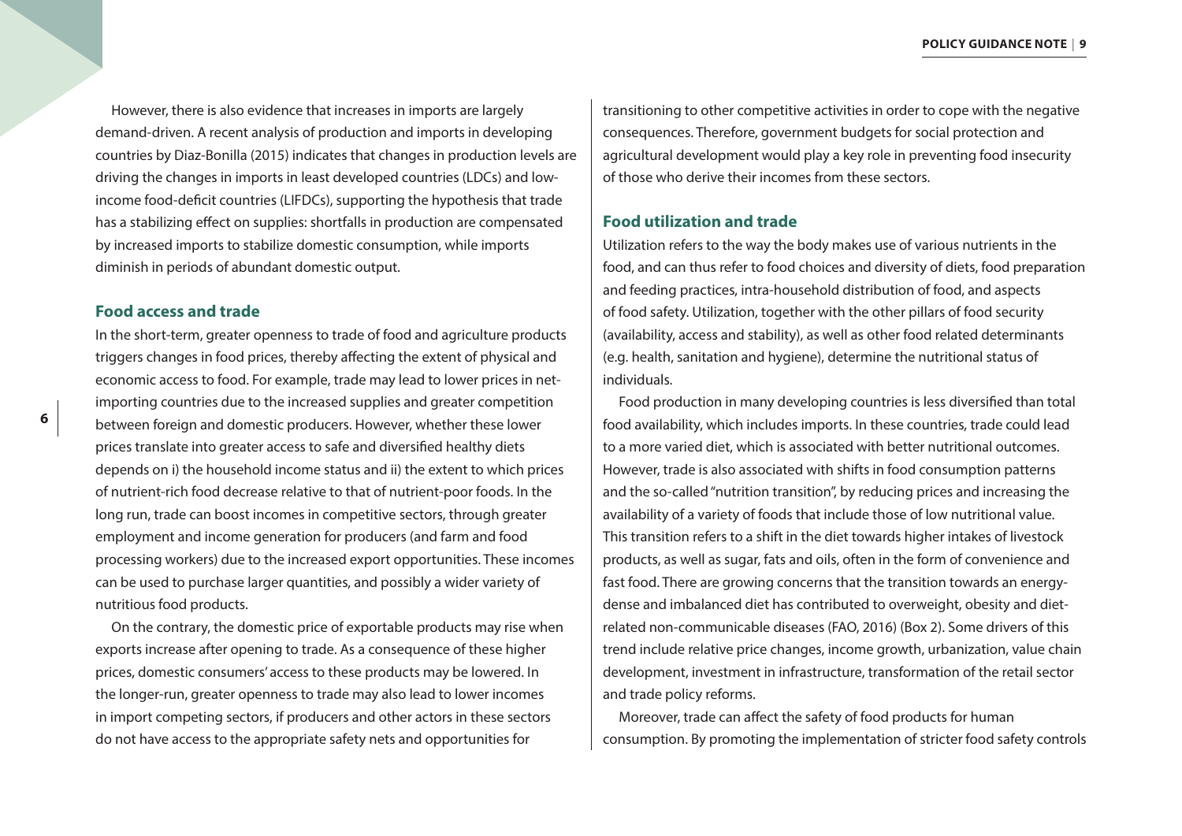However, there is also evidence that increases in imports are largely demand-driven. A recent analysis of production and imports in developing countries by Diaz-Bonilla (2015) indicates that changes in production levels are driving the changes in imports in least developed countries (LDCs) and low-income food-deficit countries (LIFDCs), supporting the hypothesis that trade has a stabilizing effect on supplies: shortfalls in production are compensated by increased imports to stabilize domestic consumption, while imports diminish in periods of abundant domestic output.

### Food access and trade

In the short-term, greater openness to trade of food and agriculture products triggers changes in food prices, thereby affecting the extent of physical and economic access to food. For example, trade may lead to lower prices in net-importing countries due to the increased supplies and greater competition between foreign and domestic producers. However, whether these lower prices translate into greater access to safe and diversified healthy diets depends on i) the household income status and ii) the extent to which prices of nutrient-rich food decrease relative to that of nutrient-poor foods. In the long run, trade can boost incomes in competitive sectors, through greater employment and income generation for producers (and farm and food processing workers) due to the increased export opportunities. These incomes can be used to purchase larger quantities, and possibly a wider variety of nutritious food products.

On the contrary, the domestic price of exportable products may rise when exports increase after opening to trade. As a consequence of these higher prices, domestic consumers' access to these products may be lowered. In the longer-run, greater openness to trade may also lead to lower incomes in import competing sectors, if producers and other actors in these sectors do not have access to the appropriate safety nets and opportunities for transitioning to other competitive activities in order to cope with the negative consequences. Therefore, government budgets for social protection and agricultural development would play a key role in preventing food insecurity of those who derive their incomes from these sectors.

### Food utilization and trade

Utilization refers to the way the body makes use of various nutrients in the food, and can thus refer to food choices and diversity of diets, food preparation and feeding practices, intra-household distribution of food, and aspects of food safety. Utilization, together with the other pillars of food security (availability, access and stability), as well as other food related determinants (e.g. health, sanitation and hygiene), determine the nutritional status of individuals.

Food production in many developing countries is less diversified than total food availability, which includes imports. In these countries, trade could lead to a more varied diet, which is associated with better nutritional outcomes. However, trade is also associated with shifts in food consumption patterns and the so-called "nutrition transition", by reducing prices and increasing the availability of a variety of foods that include those of low nutritional value. This transition refers to a shift in the diet towards higher intakes of livestock products, as well as sugar, fats and oils, often in the form of convenience and fast food. There are growing concerns that the transition towards an energy-dense and imbalanced diet has contributed to overweight, obesity and diet-related non-communicable diseases (FAO, 2016) (Box 2). Some drivers of this trend include relative price changes, income growth, urbanization, value chain development, investment in infrastructure, transformation of the retail sector and trade policy reforms.

Moreover, trade can affect the safety of food products for human consumption. By promoting the implementation of stricter food safety controls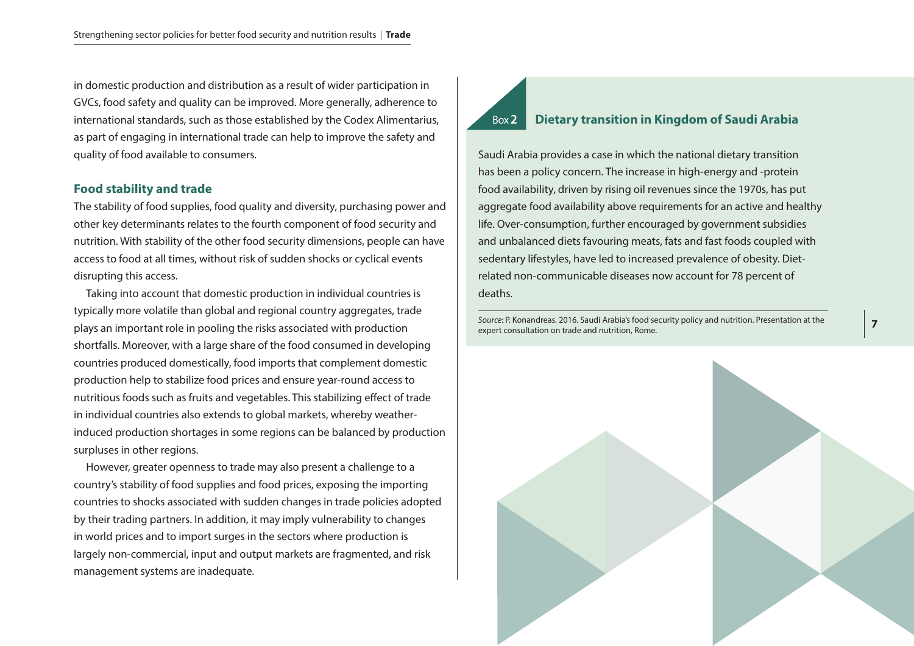in domestic production and distribution as a result of wider participation in GVCs, food safety and quality can be improved. More generally, adherence to international standards, such as those established by the Codex Alimentarius, as part of engaging in international trade can help to improve the safety and quality of food available to consumers.

### Food stability and trade

The stability of food supplies, food quality and diversity, purchasing power and other key determinants relates to the fourth component of food security and nutrition. With stability of the other food security dimensions, people can have access to food at all times, without risk of sudden shocks or cyclical events disrupting this access.

Taking into account that domestic production in individual countries is typically more volatile than global and regional country aggregates, trade plays an important role in pooling the risks associated with production shortfalls. Moreover, with a large share of the food consumed in developing countries produced domestically, food imports that complement domestic production help to stabilize food prices and ensure year-round access to nutritious foods such as fruits and vegetables. This stabilizing effect of trade in individual countries also extends to global markets, whereby weather-induced production shortages in some regions can be balanced by production surpluses in other regions.

However, greater openness to trade may also present a challenge to a country's stability of food supplies and food prices, exposing the importing countries to shocks associated with sudden changes in trade policies adopted by their trading partners. In addition, it may imply vulnerability to changes in world prices and to import surges in the sectors where production is largely non-commercial, input and output markets are fragmented, and risk management systems are inadequate.

### Box 2 Dietary transition in Kingdom of Saudi Arabia

Saudi Arabia provides a case in which the national dietary transition has been a policy concern. The increase in high-energy and -protein food availability, driven by rising oil revenues since the 1970s, has put aggregate food availability above requirements for an active and healthy life. Over-consumption, further encouraged by government subsidies and unbalanced diets favouring meats, fats and fast foods coupled with sedentary lifestyles, have led to increased prevalence of obesity. Diet-related non-communicable diseases now account for 78 percent of deaths.

*Source*: P. Konandreas. 2016. Saudi Arabia's food security policy and nutrition. Presentation at the expert consultation on trade and nutrition, Rome.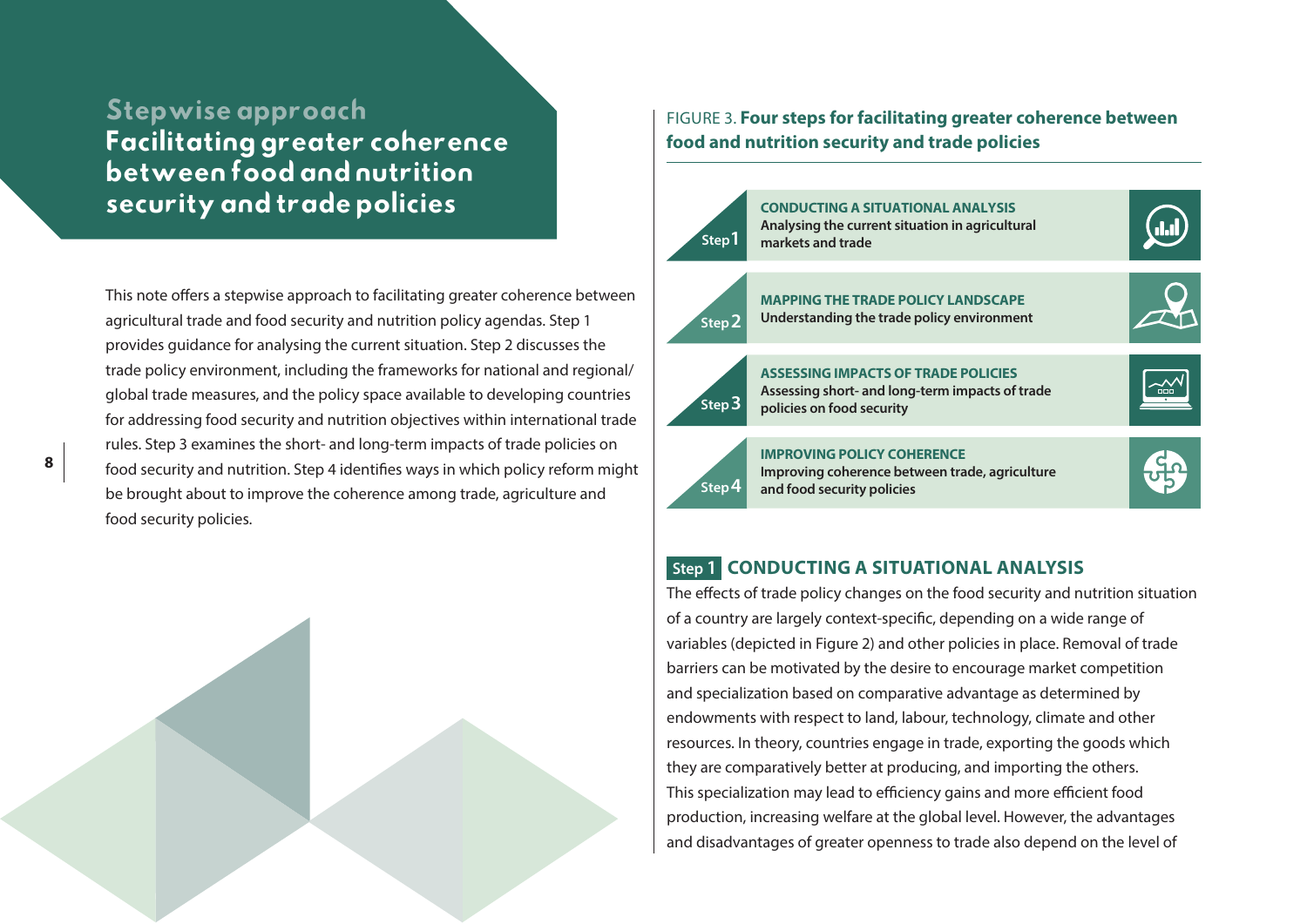## Stepwise approach

# Facilitating greater coherence between food and nutrition security and trade policies

This note offers a stepwise approach to facilitating greater coherence between agricultural trade and food security and nutrition policy agendas. Step 1 provides guidance for analysing the current situation. Step 2 discusses the trade policy environment, including the frameworks for national and regional/global trade measures, and the policy space available to developing countries for addressing food security and nutrition objectives within international trade rules. Step 3 examines the short- and long-term impacts of trade policies on food security and nutrition. Step 4 identifies ways in which policy reform might be brought about to improve the coherence among trade, agriculture and food security policies.

FIGURE 3. **Four steps for facilitating greater coherence between food and nutrition security and trade policies**

| Step | Description |
| --- | --- |
| Step 1 | **CONDUCTING A SITUATIONAL ANALYSIS** Analysing the current situation in agricultural markets and trade |
| Step 2 | **MAPPING THE TRADE POLICY LANDSCAPE** Understanding the trade policy environment |
| Step 3 | **ASSESSING IMPACTS OF TRADE POLICIES** Assessing short- and long-term impacts of trade policies on food security |
| Step 4 | **IMPROVING POLICY COHERENCE** Improving coherence between trade, agriculture and food security policies |

## Step 1 CONDUCTING A SITUATIONAL ANALYSIS

The effects of trade policy changes on the food security and nutrition situation of a country are largely context-specific, depending on a wide range of variables (depicted in Figure 2) and other policies in place. Removal of trade barriers can be motivated by the desire to encourage market competition and specialization based on comparative advantage as determined by endowments with respect to land, labour, technology, climate and other resources. In theory, countries engage in trade, exporting the goods which they are comparatively better at producing, and importing the others. This specialization may lead to efficiency gains and more efficient food production, increasing welfare at the global level. However, the advantages and disadvantages of greater openness to trade also depend on the level of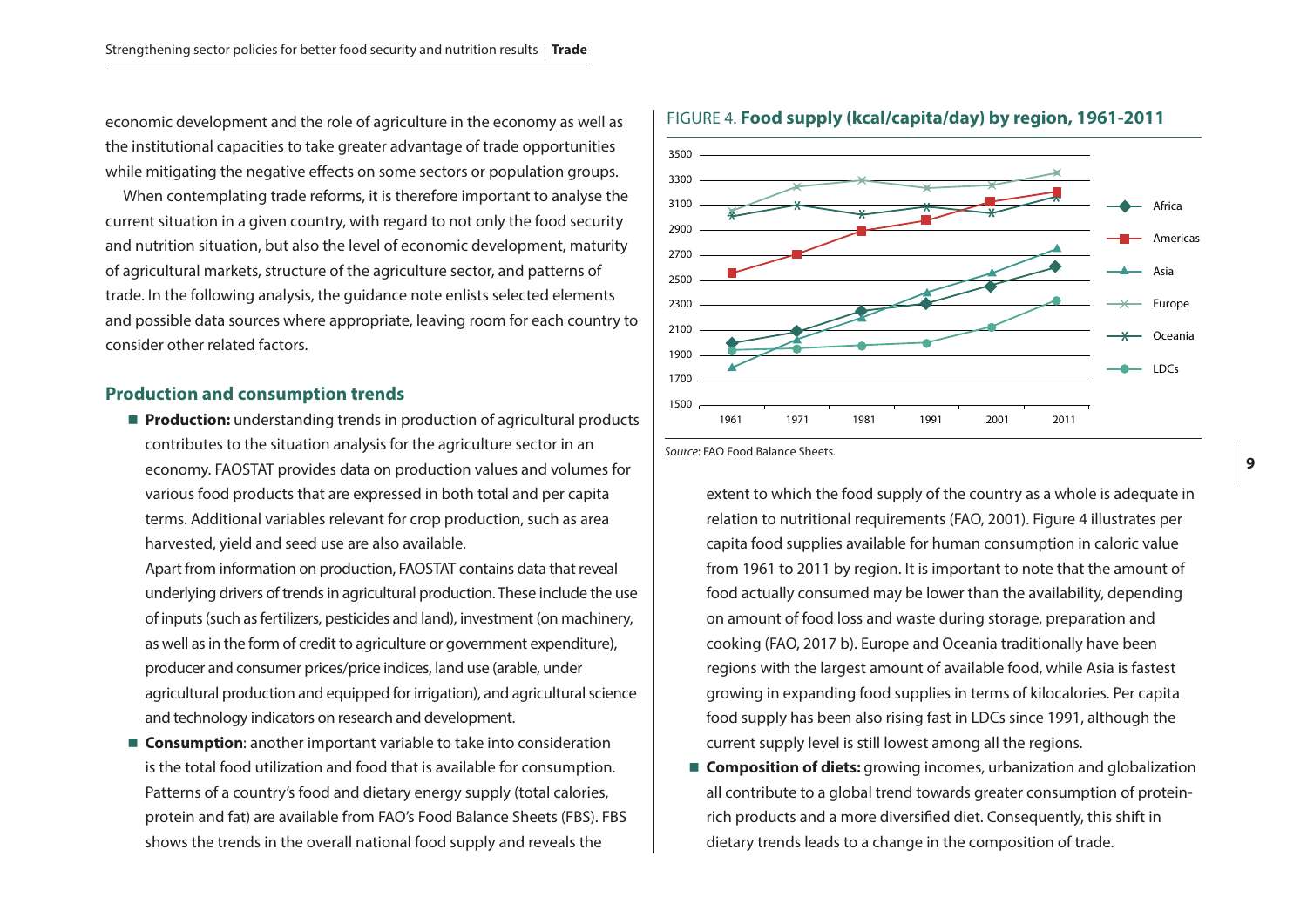economic development and the role of agriculture in the economy as well as the institutional capacities to take greater advantage of trade opportunities while mitigating the negative effects on some sectors or population groups.

When contemplating trade reforms, it is therefore important to analyse the current situation in a given country, with regard to not only the food security and nutrition situation, but also the level of economic development, maturity of agricultural markets, structure of the agriculture sector, and patterns of trade. In the following analysis, the guidance note enlists selected elements and possible data sources where appropriate, leaving room for each country to consider other related factors.

## Production and consumption trends

- **Production:** understanding trends in production of agricultural products contributes to the situation analysis for the agriculture sector in an economy. FAOSTAT provides data on production values and volumes for various food products that are expressed in both total and per capita terms. Additional variables relevant for crop production, such as area harvested, yield and seed use are also available.

  Apart from information on production, FAOSTAT contains data that reveal underlying drivers of trends in agricultural production. These include the use of inputs (such as fertilizers, pesticides and land), investment (on machinery, as well as in the form of credit to agriculture or government expenditure), producer and consumer prices/price indices, land use (arable, under agricultural production and equipped for irrigation), and agricultural science and technology indicators on research and development.

- **Consumption**: another important variable to take into consideration is the total food utilization and food that is available for consumption. Patterns of a country's food and dietary energy supply (total calories, protein and fat) are available from FAO's Food Balance Sheets (FBS). FBS shows the trends in the overall national food supply and reveals the extent to which the food supply of the country as a whole is adequate in relation to nutritional requirements (FAO, 2001). Figure 4 illustrates per capita food supplies available for human consumption in caloric value from 1961 to 2011 by region. It is important to note that the amount of food actually consumed may be lower than the availability, depending on amount of food loss and waste during storage, preparation and cooking (FAO, 2017 b). Europe and Oceania traditionally have been regions with the largest amount of available food, while Asia is fastest growing in expanding food supplies in terms of kilocalories. Per capita food supply has been also rising fast in LDCs since 1991, although the current supply level is still lowest among all the regions.

- **Composition of diets:** growing incomes, urbanization and globalization all contribute to a global trend towards greater consumption of protein-rich products and a more diversified diet. Consequently, this shift in dietary trends leads to a change in the composition of trade.

FIGURE 4. **Food supply (kcal/capita/day) by region, 1961-2011**

*Source*: FAO Food Balance Sheets.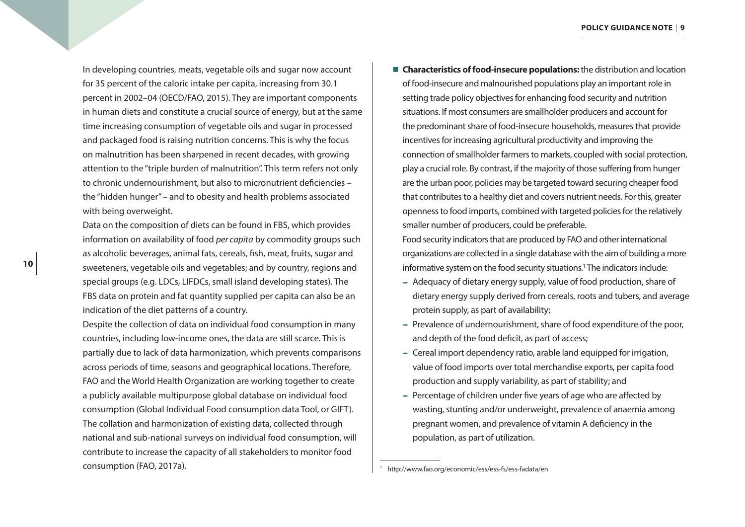In developing countries, meats, vegetable oils and sugar now account for 35 percent of the caloric intake per capita, increasing from 30.1 percent in 2002–04 (OECD/FAO, 2015). They are important components in human diets and constitute a crucial source of energy, but at the same time increasing consumption of vegetable oils and sugar in processed and packaged food is raising nutrition concerns. This is why the focus on malnutrition has been sharpened in recent decades, with growing attention to the "triple burden of malnutrition". This term refers not only to chronic undernourishment, but also to micronutrient deficiencies – the "hidden hunger" – and to obesity and health problems associated with being overweight.

Data on the composition of diets can be found in FBS, which provides information on availability of food *per capita* by commodity groups such as alcoholic beverages, animal fats, cereals, fish, meat, fruits, sugar and sweeteners, vegetable oils and vegetables; and by country, regions and special groups (e.g. LDCs, LIFDCs, small island developing states). The FBS data on protein and fat quantity supplied per capita can also be an indication of the diet patterns of a country.

Despite the collection of data on individual food consumption in many countries, including low-income ones, the data are still scarce. This is partially due to lack of data harmonization, which prevents comparisons across periods of time, seasons and geographical locations. Therefore, FAO and the World Health Organization are working together to create a publicly available multipurpose global database on individual food consumption (Global Individual Food consumption data Tool, or GIFT). The collation and harmonization of existing data, collected through national and sub-national surveys on individual food consumption, will contribute to increase the capacity of all stakeholders to monitor food consumption (FAO, 2017a).

- **Characteristics of food-insecure populations:** the distribution and location of food-insecure and malnourished populations play an important role in setting trade policy objectives for enhancing food security and nutrition situations. If most consumers are smallholder producers and account for the predominant share of food-insecure households, measures that provide incentives for increasing agricultural productivity and improving the connection of smallholder farmers to markets, coupled with social protection, play a crucial role. By contrast, if the majority of those suffering from hunger are the urban poor, policies may be targeted toward securing cheaper food that contributes to a healthy diet and covers nutrient needs. For this, greater openness to food imports, combined with targeted policies for the relatively smaller number of producers, could be preferable.

  Food security indicators that are produced by FAO and other international organizations are collected in a single database with the aim of building a more informative system on the food security situations.[1] The indicators include:

  - Adequacy of dietary energy supply, value of food production, share of dietary energy supply derived from cereals, roots and tubers, and average protein supply, as part of availability;
  - Prevalence of undernourishment, share of food expenditure of the poor, and depth of the food deficit, as part of access;
  - Cereal import dependency ratio, arable land equipped for irrigation, value of food imports over total merchandise exports, per capita food production and supply variability, as part of stability; and
  - Percentage of children under five years of age who are affected by wasting, stunting and/or underweight, prevalence of anaemia among pregnant women, and prevalence of vitamin A deficiency in the population, as part of utilization.

[1] http://www.fao.org/economic/ess/ess-fs/ess-fadata/en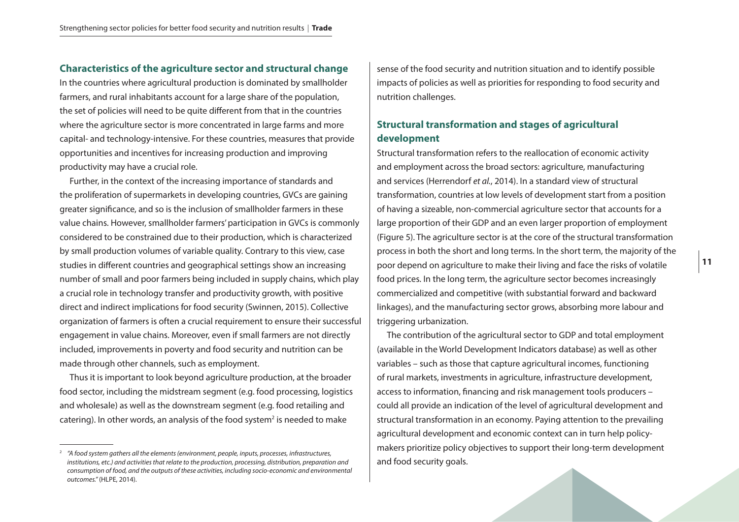## Characteristics of the agriculture sector and structural change

In the countries where agricultural production is dominated by smallholder farmers, and rural inhabitants account for a large share of the population, the set of policies will need to be quite different from that in the countries where the agriculture sector is more concentrated in large farms and more capital- and technology-intensive. For these countries, measures that provide opportunities and incentives for increasing production and improving productivity may have a crucial role.

Further, in the context of the increasing importance of standards and the proliferation of supermarkets in developing countries, GVCs are gaining greater significance, and so is the inclusion of smallholder farmers in these value chains. However, smallholder farmers' participation in GVCs is commonly considered to be constrained due to their production, which is characterized by small production volumes of variable quality. Contrary to this view, case studies in different countries and geographical settings show an increasing number of small and poor farmers being included in supply chains, which play a crucial role in technology transfer and productivity growth, with positive direct and indirect implications for food security (Swinnen, 2015). Collective organization of farmers is often a crucial requirement to ensure their successful engagement in value chains. Moreover, even if small farmers are not directly included, improvements in poverty and food security and nutrition can be made through other channels, such as employment.

Thus it is important to look beyond agriculture production, at the broader food sector, including the midstream segment (e.g. food processing, logistics and wholesale) as well as the downstream segment (e.g. food retailing and catering). In other words, an analysis of the food system[2] is needed to make sense of the food security and nutrition situation and to identify possible impacts of policies as well as priorities for responding to food security and nutrition challenges.

## Structural transformation and stages of agricultural development

Structural transformation refers to the reallocation of economic activity and employment across the broad sectors: agriculture, manufacturing and services (Herrendorf *et al.*, 2014). In a standard view of structural transformation, countries at low levels of development start from a position of having a sizeable, non-commercial agriculture sector that accounts for a large proportion of their GDP and an even larger proportion of employment (Figure 5). The agriculture sector is at the core of the structural transformation process in both the short and long terms. In the short term, the majority of the poor depend on agriculture to make their living and face the risks of volatile food prices. In the long term, the agriculture sector becomes increasingly commercialized and competitive (with substantial forward and backward linkages), and the manufacturing sector grows, absorbing more labour and triggering urbanization.

The contribution of the agricultural sector to GDP and total employment (available in the World Development Indicators database) as well as other variables – such as those that capture agricultural incomes, functioning of rural markets, investments in agriculture, infrastructure development, access to information, financing and risk management tools producers – could all provide an indication of the level of agricultural development and structural transformation in an economy. Paying attention to the prevailing agricultural development and economic context can in turn help policy-makers prioritize policy objectives to support their long-term development and food security goals.

---

[2] *"A food system gathers all the elements (environment, people, inputs, processes, infrastructures, institutions, etc.) and activities that relate to the production, processing, distribution, preparation and consumption of food, and the outputs of these activities, including socio-economic and environmental outcomes."* (HLPE, 2014).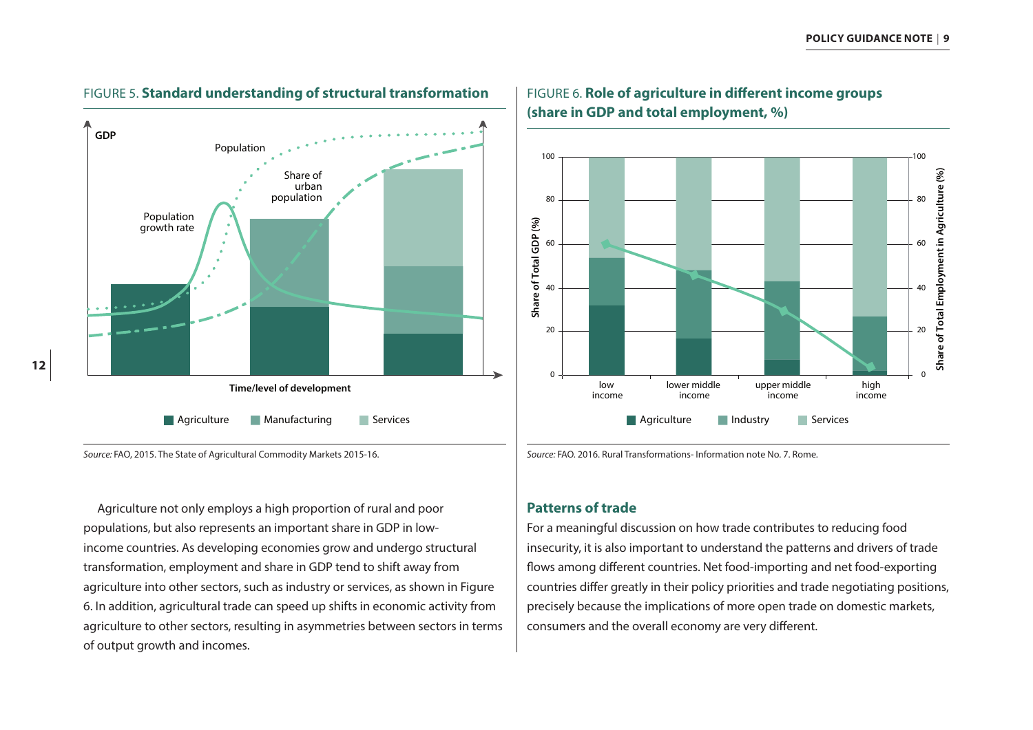FIGURE 5. **Standard understanding of structural transformation**

*Source:* FAO, 2015. The State of Agricultural Commodity Markets 2015-16.

FIGURE 6. **Role of agriculture in different income groups (share in GDP and total employment, %)**

*Source:* FAO. 2016. Rural Transformations- Information note No. 7. Rome.

Agriculture not only employs a high proportion of rural and poor populations, but also represents an important share in GDP in low-income countries. As developing economies grow and undergo structural transformation, employment and share in GDP tend to shift away from agriculture into other sectors, such as industry or services, as shown in Figure 6. In addition, agricultural trade can speed up shifts in economic activity from agriculture to other sectors, resulting in asymmetries between sectors in terms of output growth and incomes.

## Patterns of trade

For a meaningful discussion on how trade contributes to reducing food insecurity, it is also important to understand the patterns and drivers of trade flows among different countries. Net food-importing and net food-exporting countries differ greatly in their policy priorities and trade negotiating positions, precisely because the implications of more open trade on domestic markets, consumers and the overall economy are very different.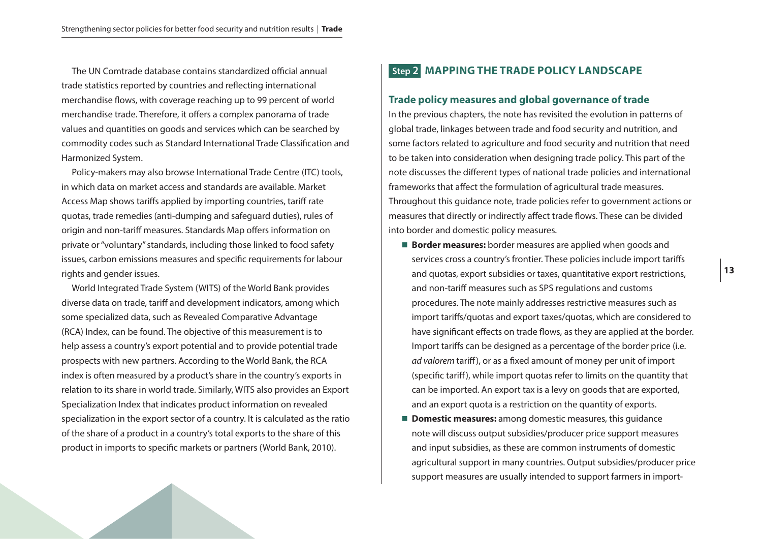The UN Comtrade database contains standardized official annual trade statistics reported by countries and reflecting international merchandise flows, with coverage reaching up to 99 percent of world merchandise trade. Therefore, it offers a complex panorama of trade values and quantities on goods and services which can be searched by commodity codes such as Standard International Trade Classification and Harmonized System.

Policy-makers may also browse International Trade Centre (ITC) tools, in which data on market access and standards are available. Market Access Map shows tariffs applied by importing countries, tariff rate quotas, trade remedies (anti-dumping and safeguard duties), rules of origin and non-tariff measures. Standards Map offers information on private or "voluntary" standards, including those linked to food safety issues, carbon emissions measures and specific requirements for labour rights and gender issues.

World Integrated Trade System (WITS) of the World Bank provides diverse data on trade, tariff and development indicators, among which some specialized data, such as Revealed Comparative Advantage (RCA) Index, can be found. The objective of this measurement is to help assess a country's export potential and to provide potential trade prospects with new partners. According to the World Bank, the RCA index is often measured by a product's share in the country's exports in relation to its share in world trade. Similarly, WITS also provides an Export Specialization Index that indicates product information on revealed specialization in the export sector of a country. It is calculated as the ratio of the share of a product in a country's total exports to the share of this product in imports to specific markets or partners (World Bank, 2010).

## Step 2 MAPPING THE TRADE POLICY LANDSCAPE

### Trade policy measures and global governance of trade

In the previous chapters, the note has revisited the evolution in patterns of global trade, linkages between trade and food security and nutrition, and some factors related to agriculture and food security and nutrition that need to be taken into consideration when designing trade policy. This part of the note discusses the different types of national trade policies and international frameworks that affect the formulation of agricultural trade measures. Throughout this guidance note, trade policies refer to government actions or measures that directly or indirectly affect trade flows. These can be divided into border and domestic policy measures.

- **Border measures:** border measures are applied when goods and services cross a country's frontier. These policies include import tariffs and quotas, export subsidies or taxes, quantitative export restrictions, and non-tariff measures such as SPS regulations and customs procedures. The note mainly addresses restrictive measures such as import tariffs/quotas and export taxes/quotas, which are considered to have significant effects on trade flows, as they are applied at the border. Import tariffs can be designed as a percentage of the border price (i.e. *ad valorem* tariff), or as a fixed amount of money per unit of import (specific tariff), while import quotas refer to limits on the quantity that can be imported. An export tax is a levy on goods that are exported, and an export quota is a restriction on the quantity of exports.
- **Domestic measures:** among domestic measures, this guidance note will discuss output subsidies/producer price support measures and input subsidies, as these are common instruments of domestic agricultural support in many countries. Output subsidies/producer price support measures are usually intended to support farmers in import-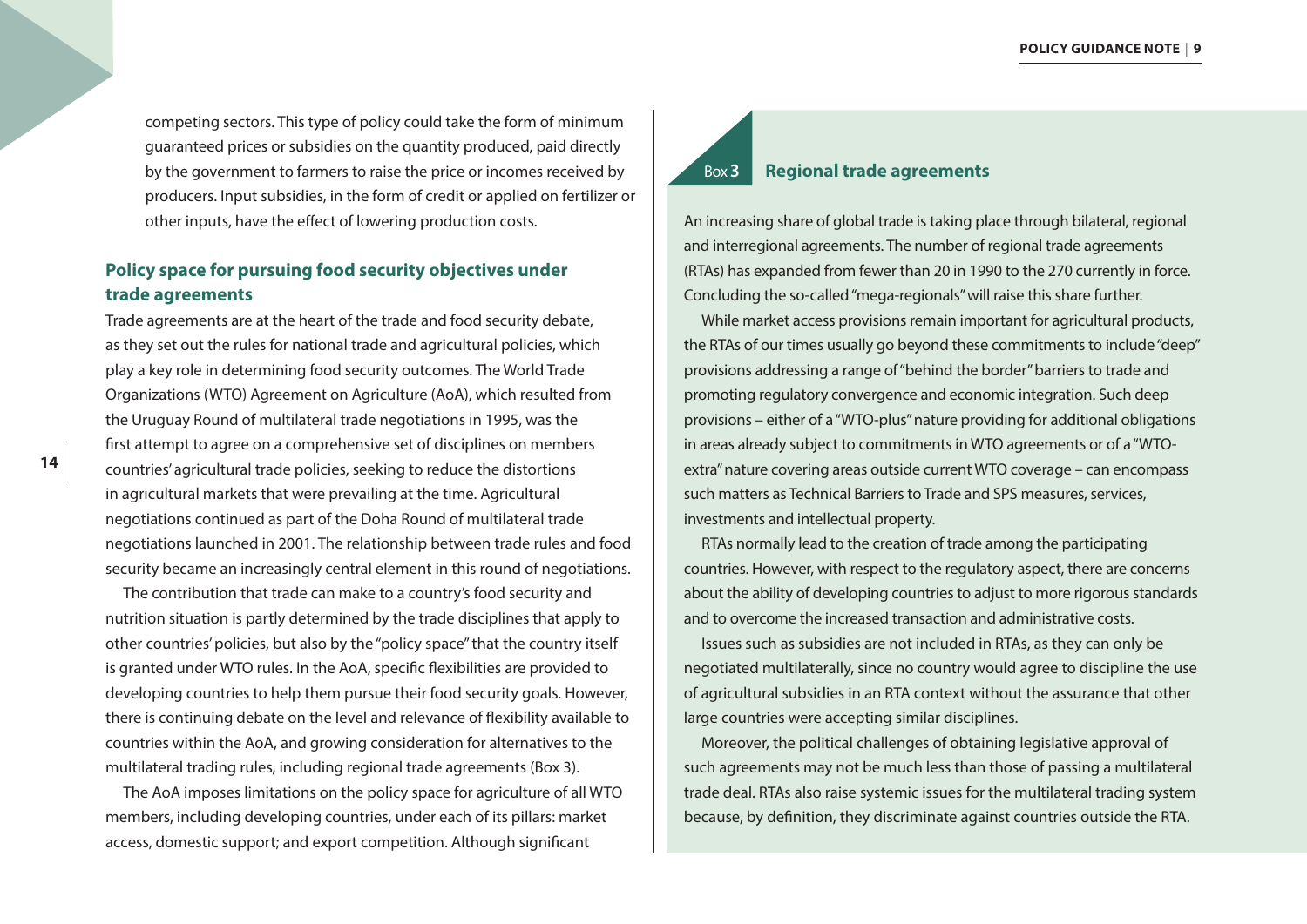competing sectors. This type of policy could take the form of minimum guaranteed prices or subsidies on the quantity produced, paid directly by the government to farmers to raise the price or incomes received by producers. Input subsidies, in the form of credit or applied on fertilizer or other inputs, have the effect of lowering production costs.

## Policy space for pursuing food security objectives under trade agreements

Trade agreements are at the heart of the trade and food security debate, as they set out the rules for national trade and agricultural policies, which play a key role in determining food security outcomes. The World Trade Organizations (WTO) Agreement on Agriculture (AoA), which resulted from the Uruguay Round of multilateral trade negotiations in 1995, was the first attempt to agree on a comprehensive set of disciplines on members countries' agricultural trade policies, seeking to reduce the distortions in agricultural markets that were prevailing at the time. Agricultural negotiations continued as part of the Doha Round of multilateral trade negotiations launched in 2001. The relationship between trade rules and food security became an increasingly central element in this round of negotiations.

The contribution that trade can make to a country's food security and nutrition situation is partly determined by the trade disciplines that apply to other countries' policies, but also by the "policy space" that the country itself is granted under WTO rules. In the AoA, specific flexibilities are provided to developing countries to help them pursue their food security goals. However, there is continuing debate on the level and relevance of flexibility available to countries within the AoA, and growing consideration for alternatives to the multilateral trading rules, including regional trade agreements (Box 3).

The AoA imposes limitations on the policy space for agriculture of all WTO members, including developing countries, under each of its pillars: market access, domestic support; and export competition. Although significant

### Box 3 Regional trade agreements

An increasing share of global trade is taking place through bilateral, regional and interregional agreements. The number of regional trade agreements (RTAs) has expanded from fewer than 20 in 1990 to the 270 currently in force. Concluding the so-called "mega-regionals" will raise this share further.

While market access provisions remain important for agricultural products, the RTAs of our times usually go beyond these commitments to include "deep" provisions addressing a range of "behind the border" barriers to trade and promoting regulatory convergence and economic integration. Such deep provisions – either of a "WTO-plus" nature providing for additional obligations in areas already subject to commitments in WTO agreements or of a "WTO-extra" nature covering areas outside current WTO coverage – can encompass such matters as Technical Barriers to Trade and SPS measures, services, investments and intellectual property.

RTAs normally lead to the creation of trade among the participating countries. However, with respect to the regulatory aspect, there are concerns about the ability of developing countries to adjust to more rigorous standards and to overcome the increased transaction and administrative costs.

Issues such as subsidies are not included in RTAs, as they can only be negotiated multilaterally, since no country would agree to discipline the use of agricultural subsidies in an RTA context without the assurance that other large countries were accepting similar disciplines.

Moreover, the political challenges of obtaining legislative approval of such agreements may not be much less than those of passing a multilateral trade deal. RTAs also raise systemic issues for the multilateral trading system because, by definition, they discriminate against countries outside the RTA.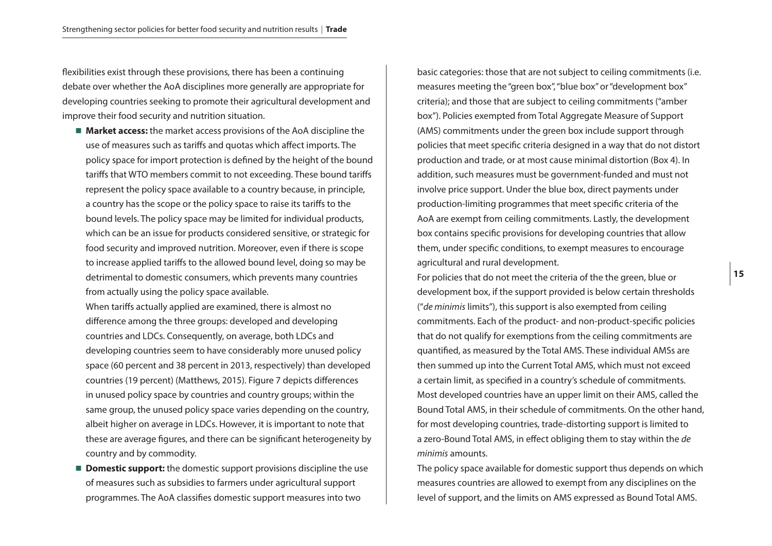flexibilities exist through these provisions, there has been a continuing debate over whether the AoA disciplines more generally are appropriate for developing countries seeking to promote their agricultural development and improve their food security and nutrition situation.

- **Market access:** the market access provisions of the AoA discipline the use of measures such as tariffs and quotas which affect imports. The policy space for import protection is defined by the height of the bound tariffs that WTO members commit to not exceeding. These bound tariffs represent the policy space available to a country because, in principle, a country has the scope or the policy space to raise its tariffs to the bound levels. The policy space may be limited for individual products, which can be an issue for products considered sensitive, or strategic for food security and improved nutrition. Moreover, even if there is scope to increase applied tariffs to the allowed bound level, doing so may be detrimental to domestic consumers, which prevents many countries from actually using the policy space available.

  When tariffs actually applied are examined, there is almost no difference among the three groups: developed and developing countries and LDCs. Consequently, on average, both LDCs and developing countries seem to have considerably more unused policy space (60 percent and 38 percent in 2013, respectively) than developed countries (19 percent) (Matthews, 2015). Figure 7 depicts differences in unused policy space by countries and country groups; within the same group, the unused policy space varies depending on the country, albeit higher on average in LDCs. However, it is important to note that these are average figures, and there can be significant heterogeneity by country and by commodity.

- **Domestic support:** the domestic support provisions discipline the use of measures such as subsidies to farmers under agricultural support programmes. The AoA classifies domestic support measures into two basic categories: those that are not subject to ceiling commitments (i.e. measures meeting the "green box", "blue box" or "development box" criteria); and those that are subject to ceiling commitments ("amber box"). Policies exempted from Total Aggregate Measure of Support (AMS) commitments under the green box include support through policies that meet specific criteria designed in a way that do not distort production and trade, or at most cause minimal distortion (Box 4). In addition, such measures must be government-funded and must not involve price support. Under the blue box, direct payments under production-limiting programmes that meet specific criteria of the AoA are exempt from ceiling commitments. Lastly, the development box contains specific provisions for developing countries that allow them, under specific conditions, to exempt measures to encourage agricultural and rural development.

  For policies that do not meet the criteria of the the green, blue or development box, if the support provided is below certain thresholds ("*de minimis* limits"), this support is also exempted from ceiling commitments. Each of the product- and non-product-specific policies that do not qualify for exemptions from the ceiling commitments are quantified, as measured by the Total AMS. These individual AMSs are then summed up into the Current Total AMS, which must not exceed a certain limit, as specified in a country's schedule of commitments. Most developed countries have an upper limit on their AMS, called the Bound Total AMS, in their schedule of commitments. On the other hand, for most developing countries, trade-distorting support is limited to a zero-Bound Total AMS, in effect obliging them to stay within the *de minimis* amounts.

  The policy space available for domestic support thus depends on which measures countries are allowed to exempt from any disciplines on the level of support, and the limits on AMS expressed as Bound Total AMS.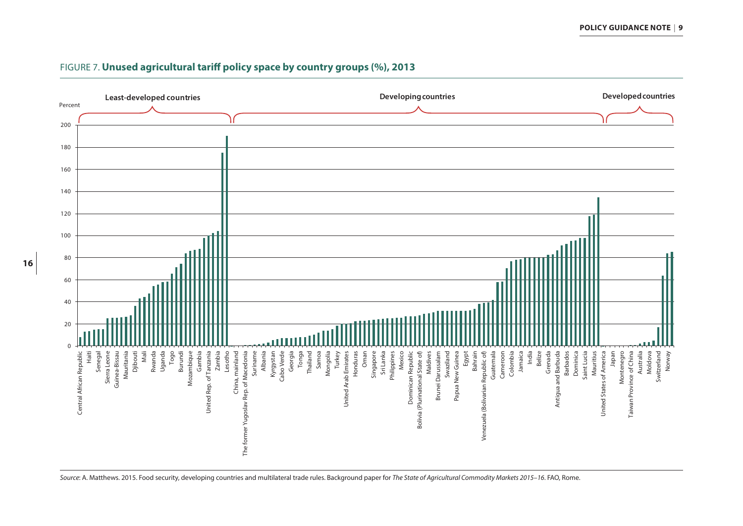FIGURE 7. **Unused agricultural tariff policy space by country groups (%), 2013**

*Source*: A. Matthews. 2015. Food security, developing countries and multilateral trade rules. Background paper for *The State of Agricultural Commodity Markets 2015–16*. FAO, Rome.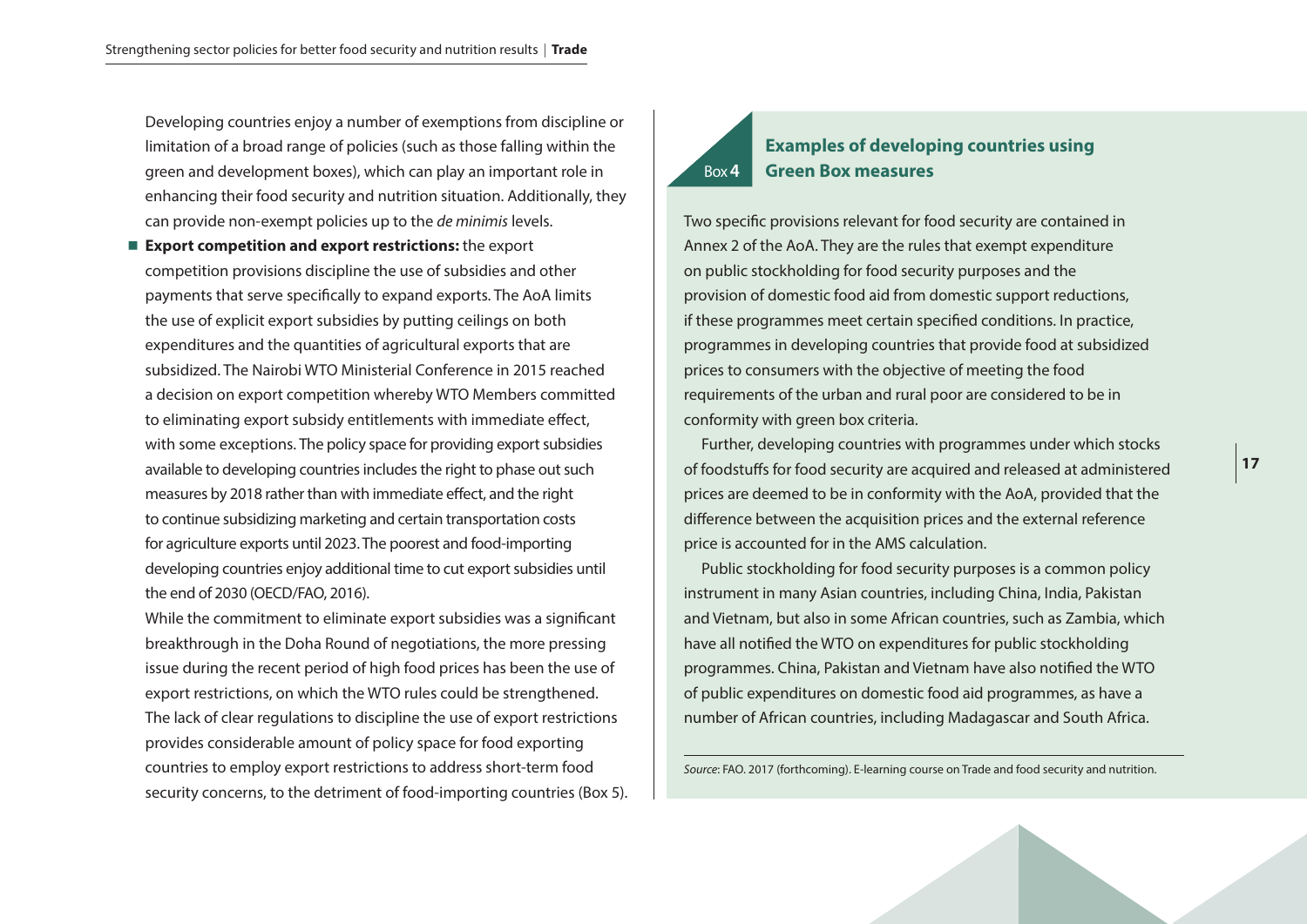Developing countries enjoy a number of exemptions from discipline or limitation of a broad range of policies (such as those falling within the green and development boxes), which can play an important role in enhancing their food security and nutrition situation. Additionally, they can provide non-exempt policies up to the *de minimis* levels.

- **Export competition and export restrictions:** the export competition provisions discipline the use of subsidies and other payments that serve specifically to expand exports. The AoA limits the use of explicit export subsidies by putting ceilings on both expenditures and the quantities of agricultural exports that are subsidized. The Nairobi WTO Ministerial Conference in 2015 reached a decision on export competition whereby WTO Members committed to eliminating export subsidy entitlements with immediate effect, with some exceptions. The policy space for providing export subsidies available to developing countries includes the right to phase out such measures by 2018 rather than with immediate effect, and the right to continue subsidizing marketing and certain transportation costs for agriculture exports until 2023. The poorest and food-importing developing countries enjoy additional time to cut export subsidies until the end of 2030 (OECD/FAO, 2016).

  While the commitment to eliminate export subsidies was a significant breakthrough in the Doha Round of negotiations, the more pressing issue during the recent period of high food prices has been the use of export restrictions, on which the WTO rules could be strengthened. The lack of clear regulations to discipline the use of export restrictions provides considerable amount of policy space for food exporting countries to employ export restrictions to address short-term food security concerns, to the detriment of food-importing countries (Box 5).

## Box 4 Examples of developing countries using Green Box measures

Two specific provisions relevant for food security are contained in Annex 2 of the AoA. They are the rules that exempt expenditure on public stockholding for food security purposes and the provision of domestic food aid from domestic support reductions, if these programmes meet certain specified conditions. In practice, programmes in developing countries that provide food at subsidized prices to consumers with the objective of meeting the food requirements of the urban and rural poor are considered to be in conformity with green box criteria.

Further, developing countries with programmes under which stocks of foodstuffs for food security are acquired and released at administered prices are deemed to be in conformity with the AoA, provided that the difference between the acquisition prices and the external reference price is accounted for in the AMS calculation.

Public stockholding for food security purposes is a common policy instrument in many Asian countries, including China, India, Pakistan and Vietnam, but also in some African countries, such as Zambia, which have all notified the WTO on expenditures for public stockholding programmes. China, Pakistan and Vietnam have also notified the WTO of public expenditures on domestic food aid programmes, as have a number of African countries, including Madagascar and South Africa.

*Source*: FAO. 2017 (forthcoming). E-learning course on Trade and food security and nutrition.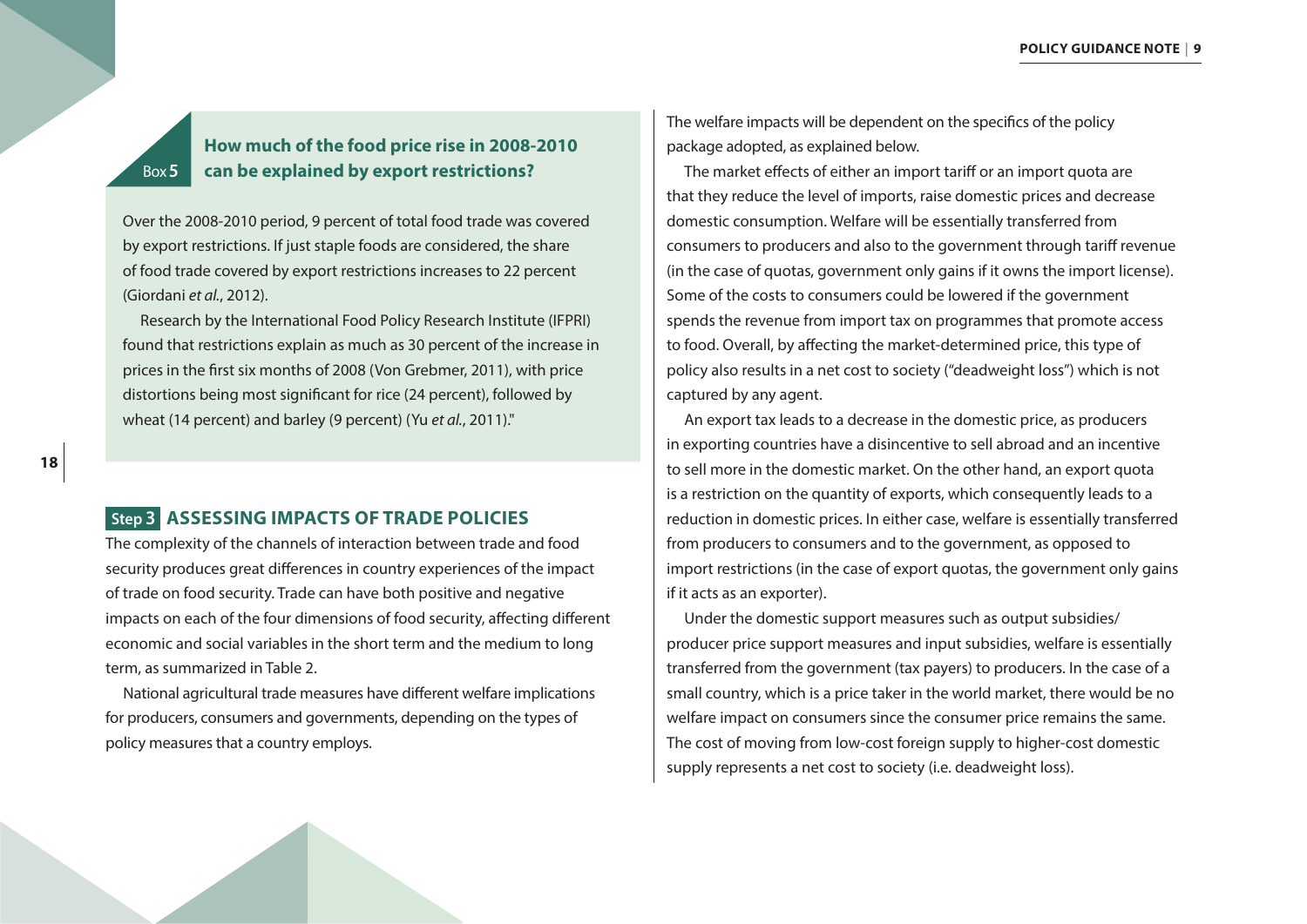### Box 5 How much of the food price rise in 2008-2010 can be explained by export restrictions?

Over the 2008-2010 period, 9 percent of total food trade was covered by export restrictions. If just staple foods are considered, the share of food trade covered by export restrictions increases to 22 percent (Giordani *et al.*, 2012).

Research by the International Food Policy Research Institute (IFPRI) found that restrictions explain as much as 30 percent of the increase in prices in the first six months of 2008 (Von Grebmer, 2011), with price distortions being most significant for rice (24 percent), followed by wheat (14 percent) and barley (9 percent) (Yu *et al.*, 2011)."

## Step 3 ASSESSING IMPACTS OF TRADE POLICIES

The complexity of the channels of interaction between trade and food security produces great differences in country experiences of the impact of trade on food security. Trade can have both positive and negative impacts on each of the four dimensions of food security, affecting different economic and social variables in the short term and the medium to long term, as summarized in Table 2.

National agricultural trade measures have different welfare implications for producers, consumers and governments, depending on the types of policy measures that a country employs. The welfare impacts will be dependent on the specifics of the policy package adopted, as explained below.

The market effects of either an import tariff or an import quota are that they reduce the level of imports, raise domestic prices and decrease domestic consumption. Welfare will be essentially transferred from consumers to producers and also to the government through tariff revenue (in the case of quotas, government only gains if it owns the import license). Some of the costs to consumers could be lowered if the government spends the revenue from import tax on programmes that promote access to food. Overall, by affecting the market-determined price, this type of policy also results in a net cost to society ("deadweight loss") which is not captured by any agent.

An export tax leads to a decrease in the domestic price, as producers in exporting countries have a disincentive to sell abroad and an incentive to sell more in the domestic market. On the other hand, an export quota is a restriction on the quantity of exports, which consequently leads to a reduction in domestic prices. In either case, welfare is essentially transferred from producers to consumers and to the government, as opposed to import restrictions (in the case of export quotas, the government only gains if it acts as an exporter).

Under the domestic support measures such as output subsidies/ producer price support measures and input subsidies, welfare is essentially transferred from the government (tax payers) to producers. In the case of a small country, which is a price taker in the world market, there would be no welfare impact on consumers since the consumer price remains the same. The cost of moving from low-cost foreign supply to higher-cost domestic supply represents a net cost to society (i.e. deadweight loss).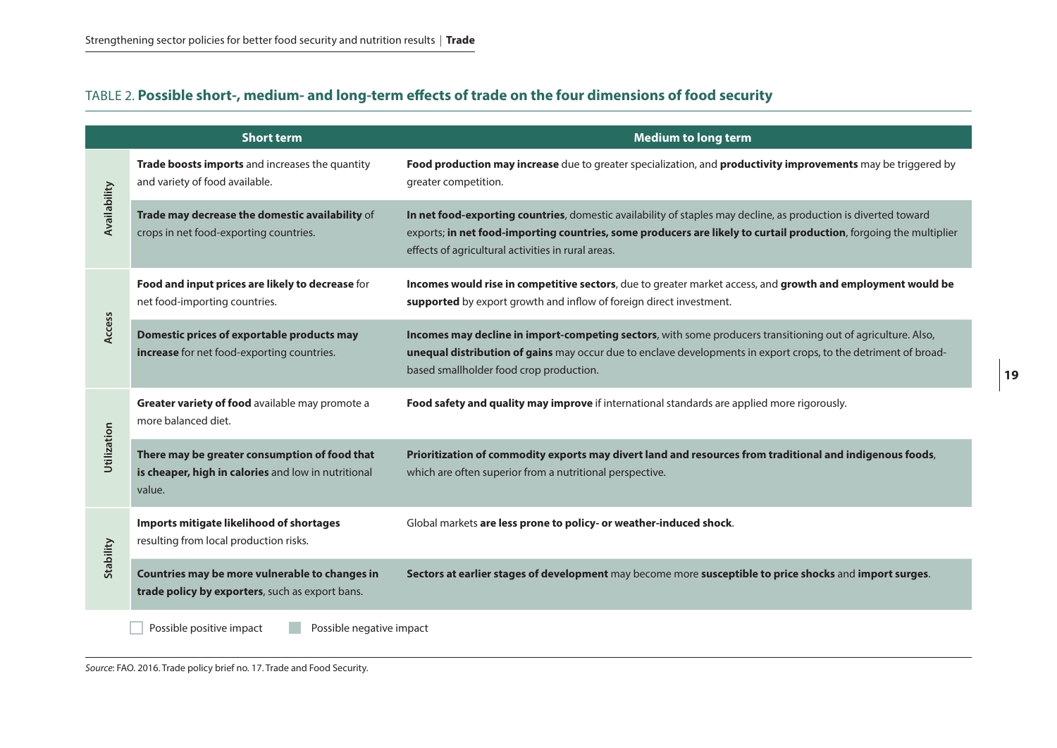TABLE 2. **Possible short-, medium- and long-term effects of trade on the four dimensions of food security**

| | Short term | Medium to long term |
|---|---|---|
| Availability | **Trade boosts imports** and increases the quantity and variety of food available. | **Food production may increase** due to greater specialization, and **productivity improvements** may be triggered by greater competition. |
| | **Trade may decrease the domestic availability** of crops in net food-exporting countries. | **In net food-exporting countries**, domestic availability of staples may decline, as production is diverted toward exports; **in net food-importing countries, some producers are likely to curtail production**, forgoing the multiplier effects of agricultural activities in rural areas. |
| Access | **Food and input prices are likely to decrease** for net food-importing countries. | **Incomes would rise in competitive sectors**, due to greater market access, and **growth and employment would be supported** by export growth and inflow of foreign direct investment. |
| | **Domestic prices of exportable products may increase** for net food-exporting countries. | **Incomes may decline in import-competing sectors**, with some producers transitioning out of agriculture. Also, **unequal distribution of gains** may occur due to enclave developments in export crops, to the detriment of broad-based smallholder food crop production. |
| Utilization | **Greater variety of food** available may promote a more balanced diet. | **Food safety and quality may improve** if international standards are applied more rigorously. |
| | **There may be greater consumption of food that is cheaper, high in calories** and low in nutritional value. | **Prioritization of commodity exports may divert land and resources from traditional and indigenous foods**, which are often superior from a nutritional perspective. |
| Stability | **Imports mitigate likelihood of shortages** resulting from local production risks. | Global markets **are less prone to policy- or weather-induced shock**. |
| | **Countries may be more vulnerable to changes in trade policy by exporters**, such as export bans. | **Sectors at earlier stages of development** may become more **susceptible to price shocks** and **import surges**. |

Possible positive impact (white rows) | Possible negative impact (shaded rows)

*Source*: FAO. 2016. Trade policy brief no. 17. Trade and Food Security.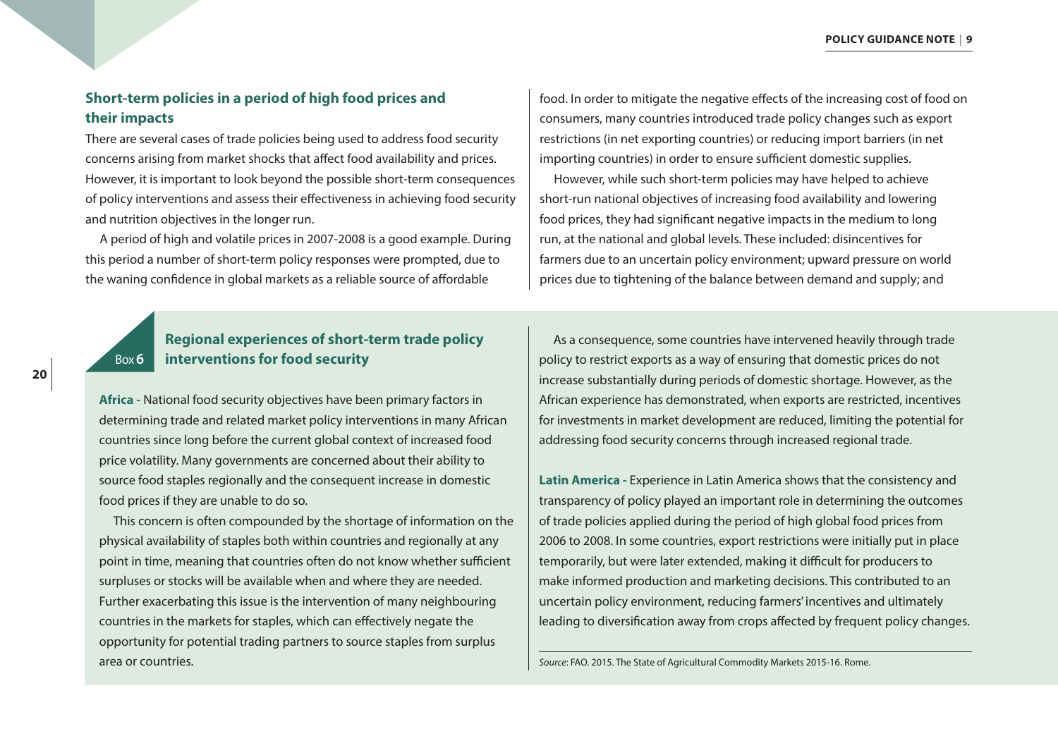## Short-term policies in a period of high food prices and their impacts

There are several cases of trade policies being used to address food security concerns arising from market shocks that affect food availability and prices. However, it is important to look beyond the possible short-term consequences of policy interventions and assess their effectiveness in achieving food security and nutrition objectives in the longer run.

A period of high and volatile prices in 2007-2008 is a good example. During this period a number of short-term policy responses were prompted, due to the waning confidence in global markets as a reliable source of affordable food. In order to mitigate the negative effects of the increasing cost of food on consumers, many countries introduced trade policy changes such as export restrictions (in net exporting countries) or reducing import barriers (in net importing countries) in order to ensure sufficient domestic supplies.

However, while such short-term policies may have helped to achieve short-run national objectives of increasing food availability and lowering food prices, they had significant negative impacts in the medium to long run, at the national and global levels. These included: disincentives for farmers due to an uncertain policy environment; upward pressure on world prices due to tightening of the balance between demand and supply; and

### Box 6 Regional experiences of short-term trade policy interventions for food security

**Africa** - National food security objectives have been primary factors in determining trade and related market policy interventions in many African countries since long before the current global context of increased food price volatility. Many governments are concerned about their ability to source food staples regionally and the consequent increase in domestic food prices if they are unable to do so.

This concern is often compounded by the shortage of information on the physical availability of staples both within countries and regionally at any point in time, meaning that countries often do not know whether sufficient surpluses or stocks will be available when and where they are needed. Further exacerbating this issue is the intervention of many neighbouring countries in the markets for staples, which can effectively negate the opportunity for potential trading partners to source staples from surplus area or countries.

As a consequence, some countries have intervened heavily through trade policy to restrict exports as a way of ensuring that domestic prices do not increase substantially during periods of domestic shortage. However, as the African experience has demonstrated, when exports are restricted, incentives for investments in market development are reduced, limiting the potential for addressing food security concerns through increased regional trade.

**Latin America** - Experience in Latin America shows that the consistency and transparency of policy played an important role in determining the outcomes of trade policies applied during the period of high global food prices from 2006 to 2008. In some countries, export restrictions were initially put in place temporarily, but were later extended, making it difficult for producers to make informed production and marketing decisions. This contributed to an uncertain policy environment, reducing farmers' incentives and ultimately leading to diversification away from crops affected by frequent policy changes.

*Source*: FAO. 2015. The State of Agricultural Commodity Markets 2015-16. Rome.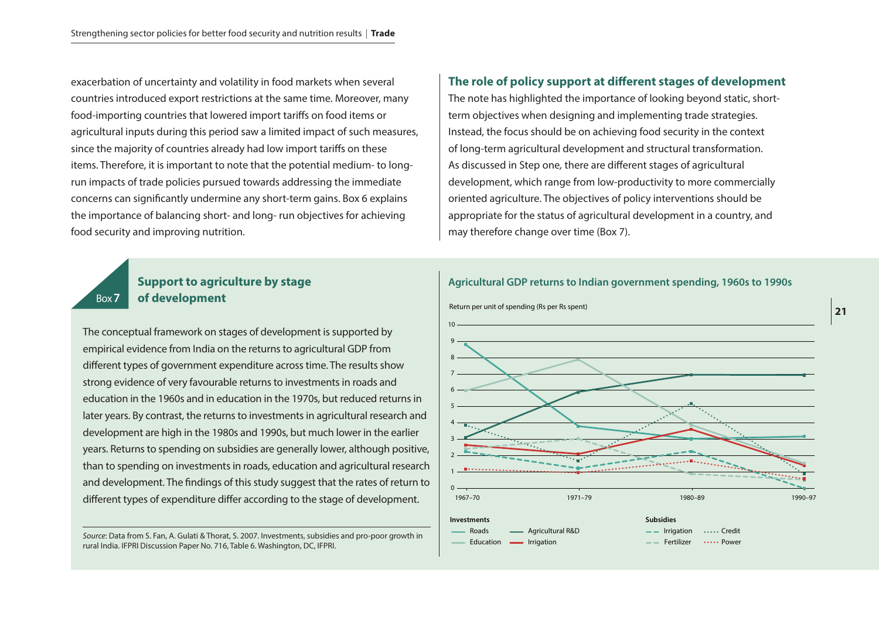exacerbation of uncertainty and volatility in food markets when several countries introduced export restrictions at the same time. Moreover, many food-importing countries that lowered import tariffs on food items or agricultural inputs during this period saw a limited impact of such measures, since the majority of countries already had low import tariffs on these items. Therefore, it is important to note that the potential medium- to long-run impacts of trade policies pursued towards addressing the immediate concerns can significantly undermine any short-term gains. Box 6 explains the importance of balancing short- and long- run objectives for achieving food security and improving nutrition.

## The role of policy support at different stages of development

The note has highlighted the importance of looking beyond static, short-term objectives when designing and implementing trade strategies. Instead, the focus should be on achieving food security in the context of long-term agricultural development and structural transformation. As discussed in Step one, there are different stages of agricultural development, which range from low-productivity to more commercially oriented agriculture. The objectives of policy interventions should be appropriate for the status of agricultural development in a country, and may therefore change over time (Box 7).

### Box 7 Support to agriculture by stage of development

The conceptual framework on stages of development is supported by empirical evidence from India on the returns to agricultural GDP from different types of government expenditure across time. The results show strong evidence of very favourable returns to investments in roads and education in the 1960s and in education in the 1970s, but reduced returns in later years. By contrast, the returns to investments in agricultural research and development are high in the 1980s and 1990s, but much lower in the earlier years. Returns to spending on subsidies are generally lower, although positive, than to spending on investments in roads, education and agricultural research and development. The findings of this study suggest that the rates of return to different types of expenditure differ according to the stage of development.

*Source*: Data from S. Fan, A. Gulati & Thorat, S. 2007. Investments, subsidies and pro-poor growth in rural India. IFPRI Discussion Paper No. 716, Table 6. Washington, DC, IFPRI.

**Agricultural GDP returns to Indian government spending, 1960s to 1990s**

Return per unit of spending (Rs per Rs spent)

Investments: Roads, Agricultural R&D, Education, Irrigation
Subsidies: Irrigation, Credit, Fertilizer, Power

Periods: 1967–70, 1971–79, 1980–89, 1990–97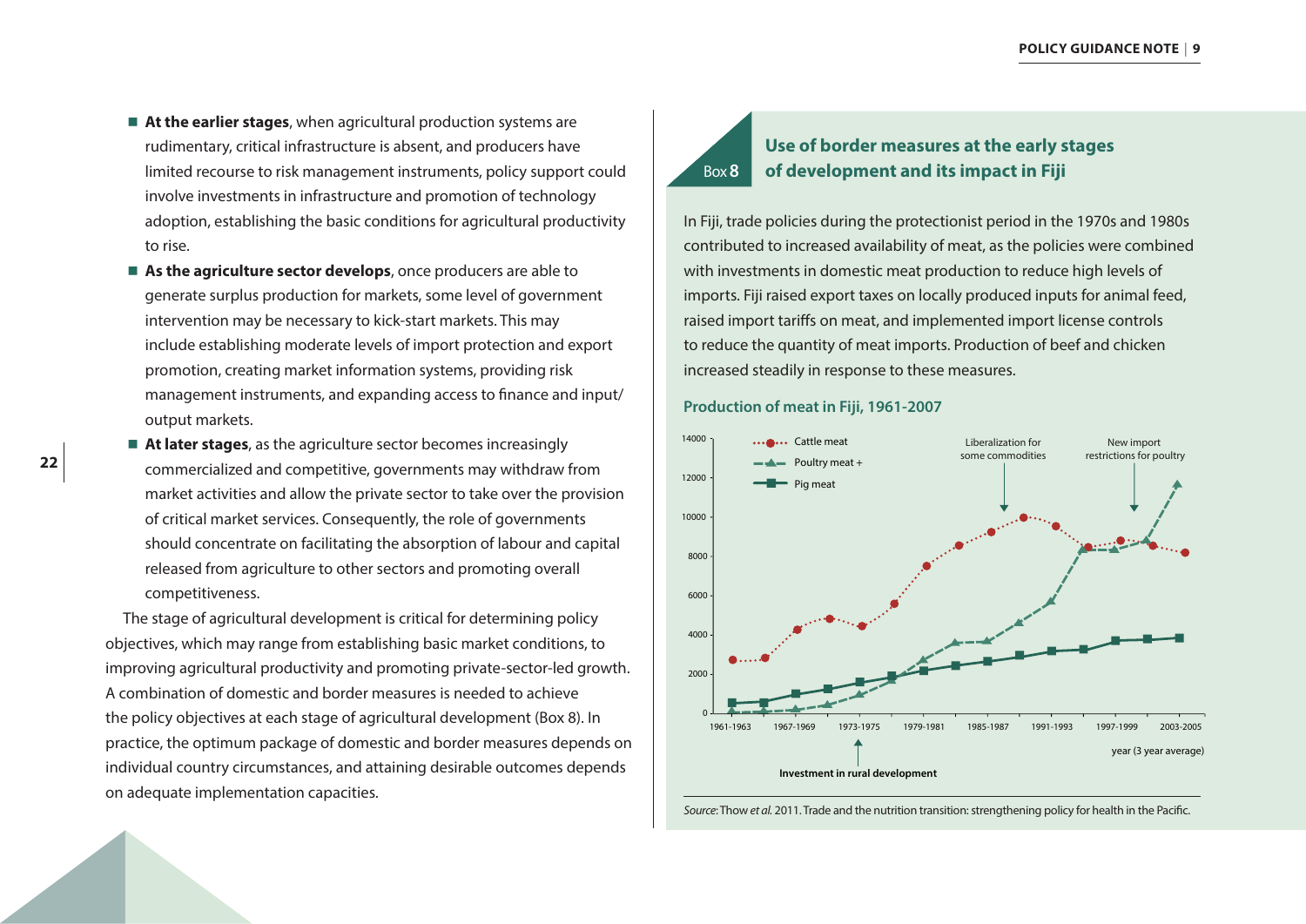- **At the earlier stages**, when agricultural production systems are rudimentary, critical infrastructure is absent, and producers have limited recourse to risk management instruments, policy support could involve investments in infrastructure and promotion of technology adoption, establishing the basic conditions for agricultural productivity to rise.
- **As the agriculture sector develops**, once producers are able to generate surplus production for markets, some level of government intervention may be necessary to kick-start markets. This may include establishing moderate levels of import protection and export promotion, creating market information systems, providing risk management instruments, and expanding access to finance and input/output markets.
- **At later stages**, as the agriculture sector becomes increasingly commercialized and competitive, governments may withdraw from market activities and allow the private sector to take over the provision of critical market services. Consequently, the role of governments should concentrate on facilitating the absorption of labour and capital released from agriculture to other sectors and promoting overall competitiveness.

The stage of agricultural development is critical for determining policy objectives, which may range from establishing basic market conditions, to improving agricultural productivity and promoting private-sector-led growth. A combination of domestic and border measures is needed to achieve the policy objectives at each stage of agricultural development (Box 8). In practice, the optimum package of domestic and border measures depends on individual country circumstances, and attaining desirable outcomes depends on adequate implementation capacities.

## Box 8 Use of border measures at the early stages of development and its impact in Fiji

In Fiji, trade policies during the protectionist period in the 1970s and 1980s contributed to increased availability of meat, as the policies were combined with investments in domestic meat production to reduce high levels of imports. Fiji raised export taxes on locally produced inputs for animal feed, raised import tariffs on meat, and implemented import license controls to reduce the quantity of meat imports. Production of beef and chicken increased steadily in response to these measures.

### Production of meat in Fiji, 1961-2007

Legend: Cattle meat; Poultry meat +; Pig meat

Annotations: Liberalization for some commodities; New import restrictions for poultry; Investment in rural development

X-axis: 1961-1963, 1967-1969, 1973-1975, 1979-1981, 1985-1987, 1991-1993, 1997-1999, 2003-2005 — year (3 year average)

Y-axis: 0, 2000, 4000, 6000, 8000, 10000, 12000, 14000

*Source*: Thow *et al.* 2011. Trade and the nutrition transition: strengthening policy for health in the Pacific.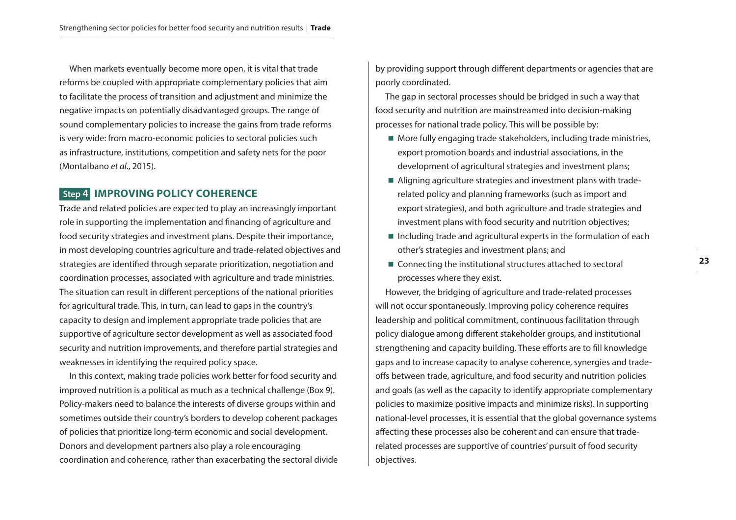When markets eventually become more open, it is vital that trade reforms be coupled with appropriate complementary policies that aim to facilitate the process of transition and adjustment and minimize the negative impacts on potentially disadvantaged groups. The range of sound complementary policies to increase the gains from trade reforms is very wide: from macro-economic policies to sectoral policies such as infrastructure, institutions, competition and safety nets for the poor (Montalbano *et al*., 2015).

## Step 4 IMPROVING POLICY COHERENCE

Trade and related policies are expected to play an increasingly important role in supporting the implementation and financing of agriculture and food security strategies and investment plans. Despite their importance, in most developing countries agriculture and trade-related objectives and strategies are identified through separate prioritization, negotiation and coordination processes, associated with agriculture and trade ministries. The situation can result in different perceptions of the national priorities for agricultural trade. This, in turn, can lead to gaps in the country's capacity to design and implement appropriate trade policies that are supportive of agriculture sector development as well as associated food security and nutrition improvements, and therefore partial strategies and weaknesses in identifying the required policy space.

In this context, making trade policies work better for food security and improved nutrition is a political as much as a technical challenge (Box 9). Policy-makers need to balance the interests of diverse groups within and sometimes outside their country's borders to develop coherent packages of policies that prioritize long-term economic and social development. Donors and development partners also play a role encouraging coordination and coherence, rather than exacerbating the sectoral divide by providing support through different departments or agencies that are poorly coordinated.

The gap in sectoral processes should be bridged in such a way that food security and nutrition are mainstreamed into decision-making processes for national trade policy. This will be possible by:

- More fully engaging trade stakeholders, including trade ministries, export promotion boards and industrial associations, in the development of agricultural strategies and investment plans;
- Aligning agriculture strategies and investment plans with trade-related policy and planning frameworks (such as import and export strategies), and both agriculture and trade strategies and investment plans with food security and nutrition objectives;
- Including trade and agricultural experts in the formulation of each other's strategies and investment plans; and
- Connecting the institutional structures attached to sectoral processes where they exist.

However, the bridging of agriculture and trade-related processes will not occur spontaneously. Improving policy coherence requires leadership and political commitment, continuous facilitation through policy dialogue among different stakeholder groups, and institutional strengthening and capacity building. These efforts are to fill knowledge gaps and to increase capacity to analyse coherence, synergies and trade-offs between trade, agriculture, and food security and nutrition policies and goals (as well as the capacity to identify appropriate complementary policies to maximize positive impacts and minimize risks). In supporting national-level processes, it is essential that the global governance systems affecting these processes also be coherent and can ensure that trade-related processes are supportive of countries' pursuit of food security objectives.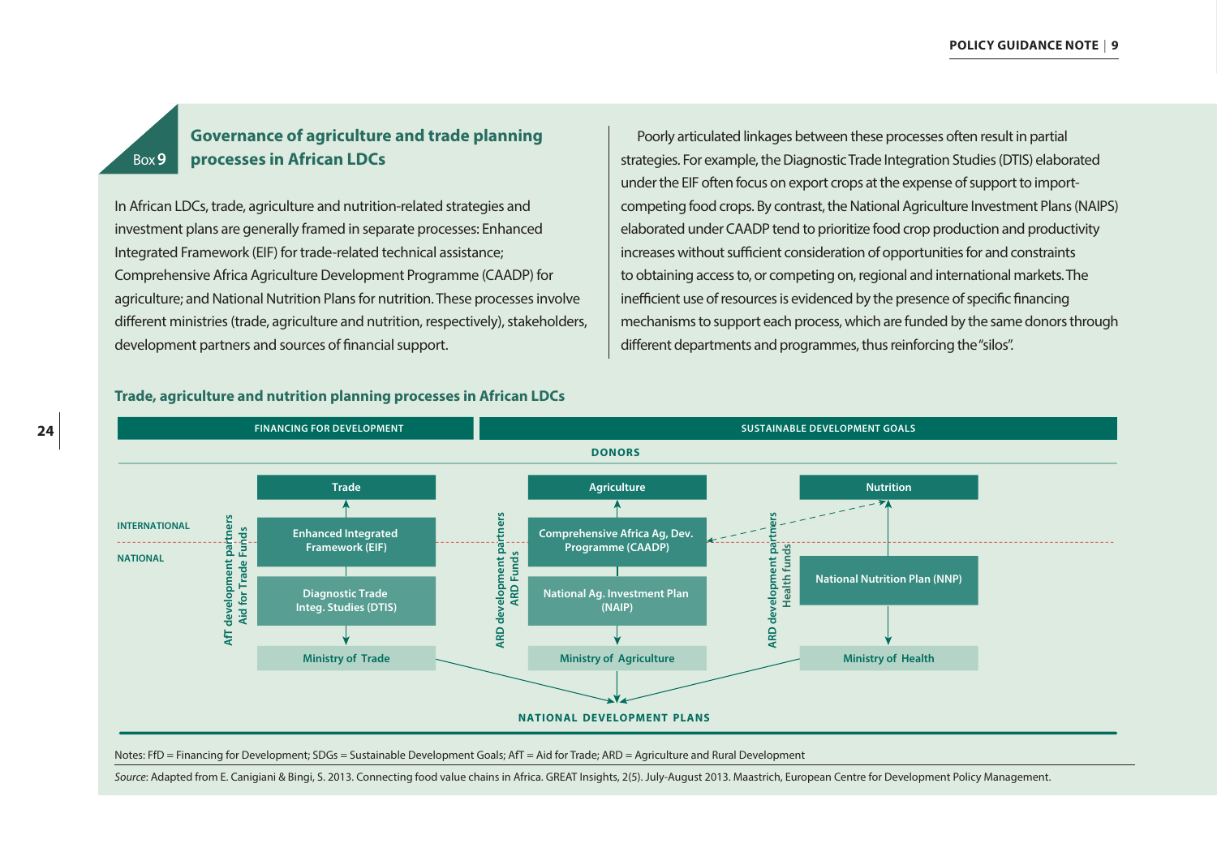## Box 9 Governance of agriculture and trade planning processes in African LDCs

In African LDCs, trade, agriculture and nutrition-related strategies and investment plans are generally framed in separate processes: Enhanced Integrated Framework (EIF) for trade-related technical assistance; Comprehensive Africa Agriculture Development Programme (CAADP) for agriculture; and National Nutrition Plans for nutrition. These processes involve different ministries (trade, agriculture and nutrition, respectively), stakeholders, development partners and sources of financial support.

Poorly articulated linkages between these processes often result in partial strategies. For example, the Diagnostic Trade Integration Studies (DTIS) elaborated under the EIF often focus on export crops at the expense of support to import-competing food crops. By contrast, the National Agriculture Investment Plans (NAIPS) elaborated under CAADP tend to prioritize food crop production and productivity increases without sufficient consideration of opportunities for and constraints to obtaining access to, or competing on, regional and international markets. The inefficient use of resources is evidenced by the presence of specific financing mechanisms to support each process, which are funded by the same donors through different departments and programmes, thus reinforcing the "silos".

**Trade, agriculture and nutrition planning processes in African LDCs**

FINANCING FOR DEVELOPMENT | SUSTAINABLE DEVELOPMENT GOALS

DONORS

INTERNATIONAL / NATIONAL

AfT development partners / Aid for Trade Funds: Trade → Enhanced Integrated Framework (EIF) → Diagnostic Trade Integ. Studies (DTIS) → Ministry of Trade

ARD development partners / ARD Funds: Agriculture → Comprehensive Africa Ag, Dev. Programme (CAADP) → National Ag. Investment Plan (NAIP) → Ministry of Agriculture

ARD development partners / Health funds: Nutrition → National Nutrition Plan (NNP) → Ministry of Health

NATIONAL DEVELOPMENT PLANS

Notes: FfD = Financing for Development; SDGs = Sustainable Development Goals; AfT = Aid for Trade; ARD = Agriculture and Rural Development

*Source*: Adapted from E. Canigiani & Bingi, S. 2013. Connecting food value chains in Africa. GREAT Insights, 2(5). July-August 2013. Maastrich, European Centre for Development Policy Management.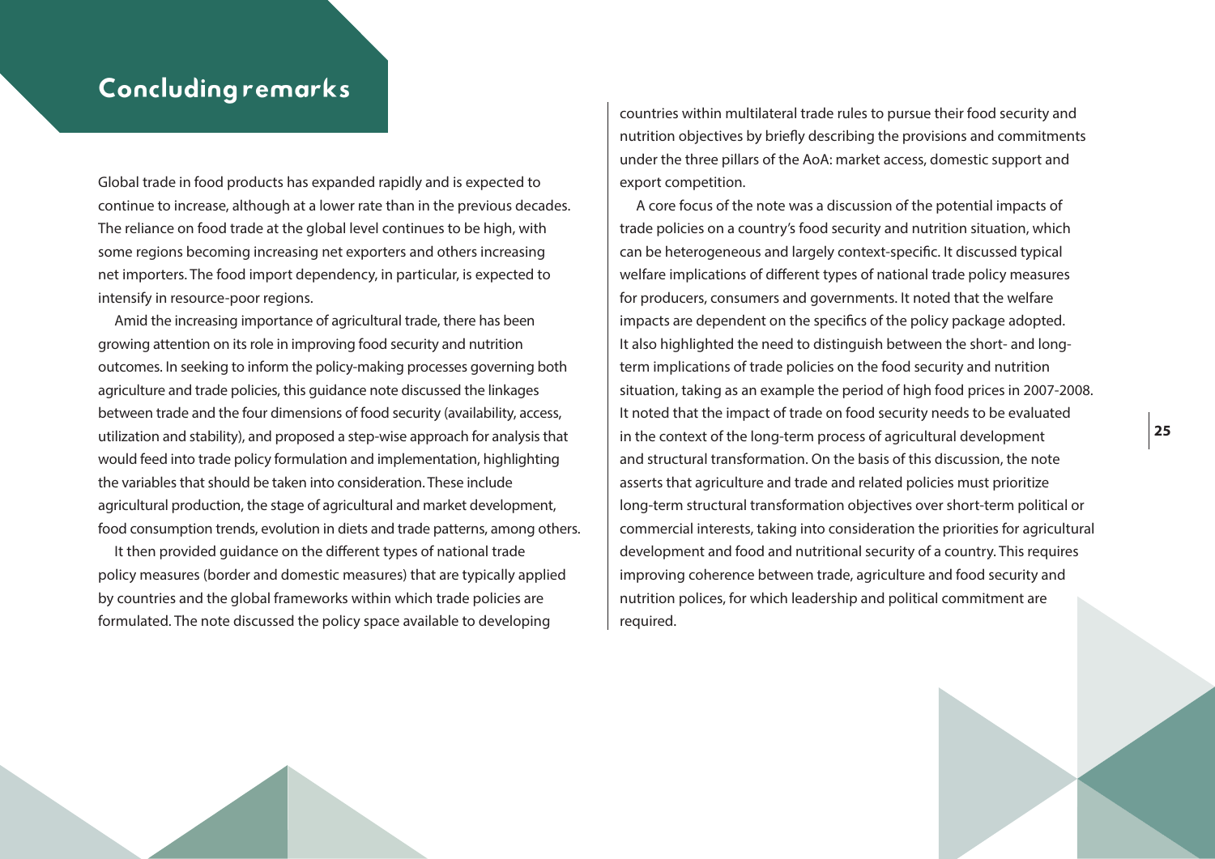# Concluding remarks

Global trade in food products has expanded rapidly and is expected to continue to increase, although at a lower rate than in the previous decades. The reliance on food trade at the global level continues to be high, with some regions becoming increasing net exporters and others increasing net importers. The food import dependency, in particular, is expected to intensify in resource-poor regions.

Amid the increasing importance of agricultural trade, there has been growing attention on its role in improving food security and nutrition outcomes. In seeking to inform the policy-making processes governing both agriculture and trade policies, this guidance note discussed the linkages between trade and the four dimensions of food security (availability, access, utilization and stability), and proposed a step-wise approach for analysis that would feed into trade policy formulation and implementation, highlighting the variables that should be taken into consideration. These include agricultural production, the stage of agricultural and market development, food consumption trends, evolution in diets and trade patterns, among others.

It then provided guidance on the different types of national trade policy measures (border and domestic measures) that are typically applied by countries and the global frameworks within which trade policies are formulated. The note discussed the policy space available to developing countries within multilateral trade rules to pursue their food security and nutrition objectives by briefly describing the provisions and commitments under the three pillars of the AoA: market access, domestic support and export competition.

A core focus of the note was a discussion of the potential impacts of trade policies on a country's food security and nutrition situation, which can be heterogeneous and largely context-specific. It discussed typical welfare implications of different types of national trade policy measures for producers, consumers and governments. It noted that the welfare impacts are dependent on the specifics of the policy package adopted. It also highlighted the need to distinguish between the short- and long-term implications of trade policies on the food security and nutrition situation, taking as an example the period of high food prices in 2007-2008. It noted that the impact of trade on food security needs to be evaluated in the context of the long-term process of agricultural development and structural transformation. On the basis of this discussion, the note asserts that agriculture and trade and related policies must prioritize long-term structural transformation objectives over short-term political or commercial interests, taking into consideration the priorities for agricultural development and food and nutritional security of a country. This requires improving coherence between trade, agriculture and food security and nutrition polices, for which leadership and political commitment are required.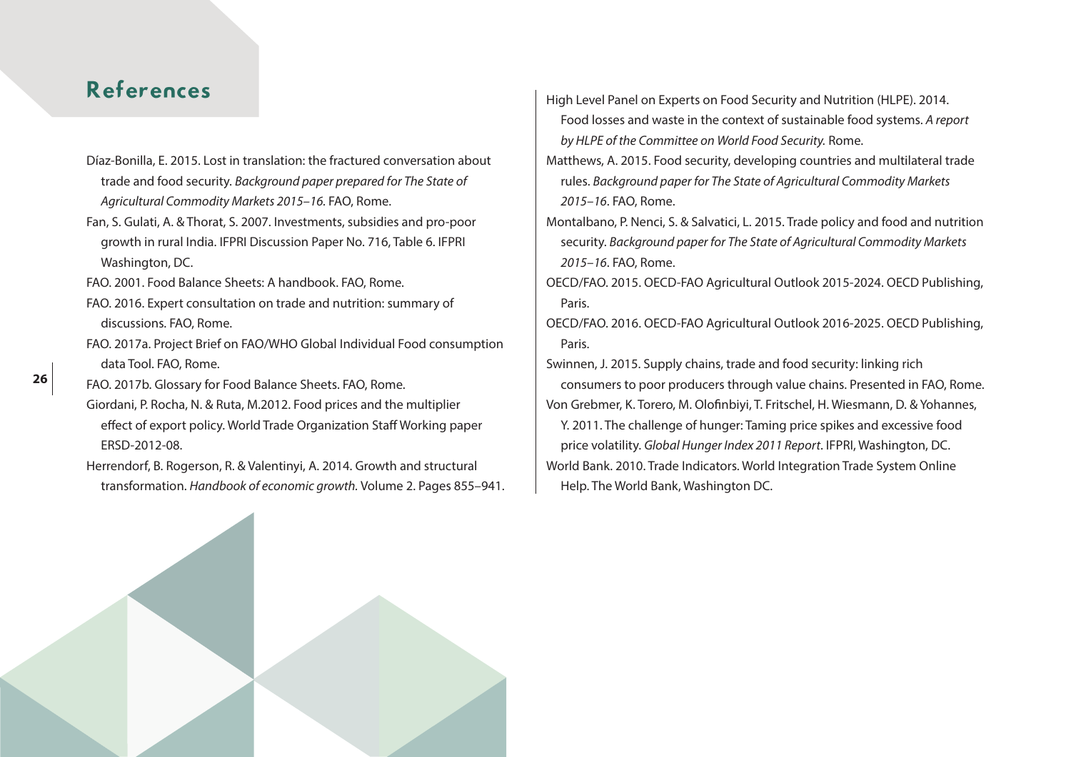# References

Díaz-Bonilla, E. 2015. Lost in translation: the fractured conversation about trade and food security. *Background paper prepared for The State of Agricultural Commodity Markets 2015–16.* FAO, Rome.

Fan, S. Gulati, A. & Thorat, S. 2007. Investments, subsidies and pro-poor growth in rural India. IFPRI Discussion Paper No. 716, Table 6. IFPRI Washington, DC.

FAO. 2001. Food Balance Sheets: A handbook. FAO, Rome.

FAO. 2016. Expert consultation on trade and nutrition: summary of discussions. FAO, Rome.

FAO. 2017a. Project Brief on FAO/WHO Global Individual Food consumption data Tool. FAO, Rome.

FAO. 2017b. Glossary for Food Balance Sheets. FAO, Rome.

Giordani, P. Rocha, N. & Ruta, M.2012. Food prices and the multiplier effect of export policy. World Trade Organization Staff Working paper ERSD-2012-08.

Herrendorf, B. Rogerson, R. & Valentinyi, A. 2014. Growth and structural transformation. *Handbook of economic growth.* Volume 2. Pages 855–941.

High Level Panel on Experts on Food Security and Nutrition (HLPE). 2014. Food losses and waste in the context of sustainable food systems. *A report by HLPE of the Committee on World Food Security.* Rome.

Matthews, A. 2015. Food security, developing countries and multilateral trade rules. *Background paper for The State of Agricultural Commodity Markets 2015–16*. FAO, Rome.

Montalbano, P. Nenci, S. & Salvatici, L. 2015. Trade policy and food and nutrition security. *Background paper for The State of Agricultural Commodity Markets 2015–16*. FAO, Rome.

OECD/FAO. 2015. OECD-FAO Agricultural Outlook 2015-2024. OECD Publishing, Paris.

OECD/FAO. 2016. OECD-FAO Agricultural Outlook 2016-2025. OECD Publishing, Paris.

Swinnen, J. 2015. Supply chains, trade and food security: linking rich consumers to poor producers through value chains. Presented in FAO, Rome.

Von Grebmer, K. Torero, M. Olofinbiyi, T. Fritschel, H. Wiesmann, D. & Yohannes, Y. 2011. The challenge of hunger: Taming price spikes and excessive food price volatility. *Global Hunger Index 2011 Report*. IFPRI, Washington, DC.

World Bank. 2010. Trade Indicators. World Integration Trade System Online Help. The World Bank, Washington DC.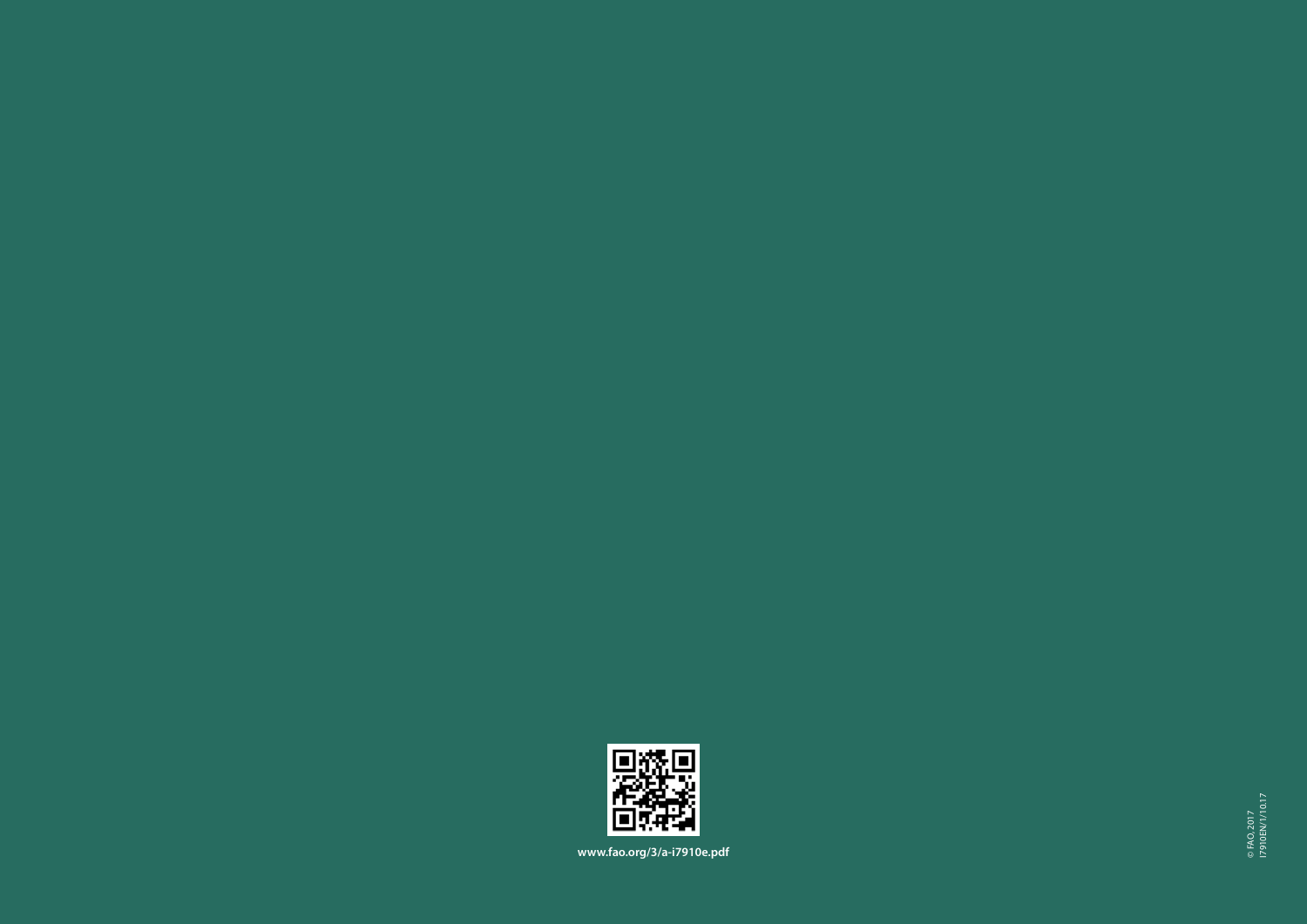www.fao.org/3/a-i7910e.pdf

© FAO, 2017
I7910EN/1/10.17